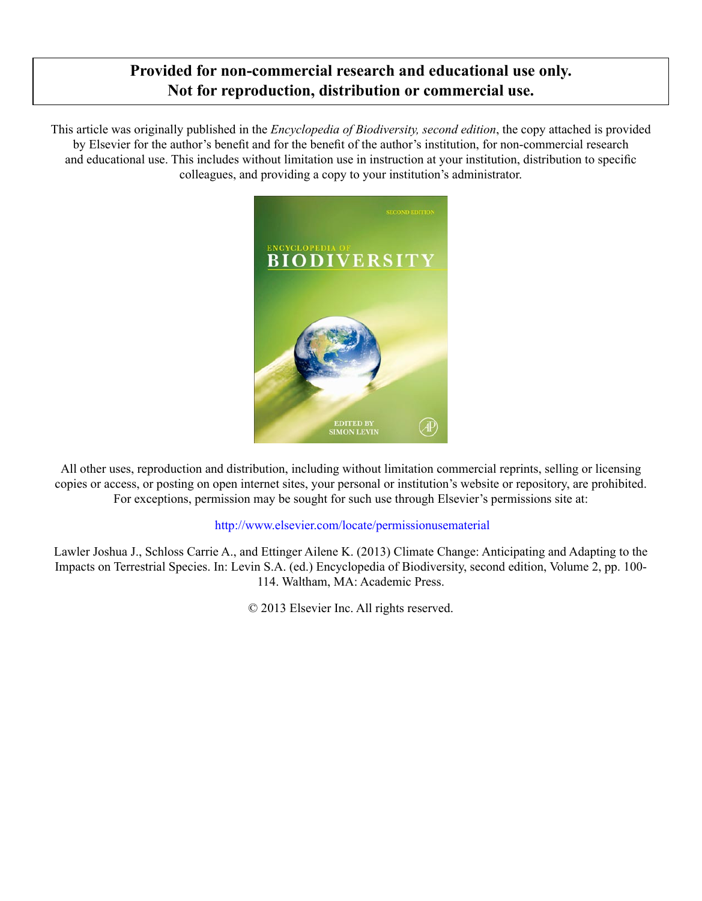**Provided for non-commercial research and educational use only.**
**Not for reproduction, distribution or commercial use.**

This article was originally published in the *Encyclopedia of Biodiversity, second edition*, the copy attached is provided by Elsevier for the author's benefit and for the benefit of the author's institution, for non-commercial research and educational use. This includes without limitation use in instruction at your institution, distribution to specific colleagues, and providing a copy to your institution's administrator.

All other uses, reproduction and distribution, including without limitation commercial reprints, selling or licensing copies or access, or posting on open internet sites, your personal or institution's website or repository, are prohibited. For exceptions, permission may be sought for such use through Elsevier's permissions site at:

http://www.elsevier.com/locate/permissionusematerial

Lawler Joshua J., Schloss Carrie A., and Ettinger Ailene K. (2013) Climate Change: Anticipating and Adapting to the Impacts on Terrestrial Species. In: Levin S.A. (ed.) Encyclopedia of Biodiversity, second edition, Volume 2, pp. 100-114. Waltham, MA: Academic Press.

© 2013 Elsevier Inc. All rights reserved.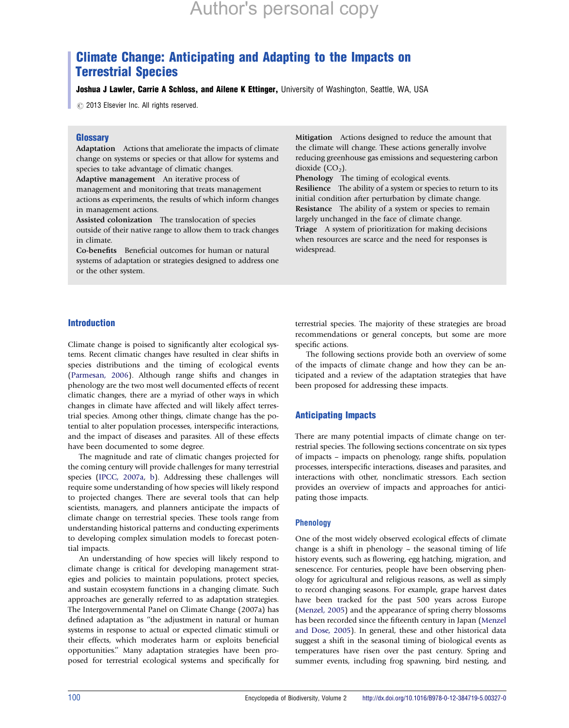# Climate Change: Anticipating and Adapting to the Impacts on Terrestrial Species

**Joshua J Lawler, Carrie A Schloss, and Ailene K Ettinger,** University of Washington, Seattle, WA, USA

© 2013 Elsevier Inc. All rights reserved.

## Glossary

**Adaptation** Actions that ameliorate the impacts of climate change on systems or species or that allow for systems and species to take advantage of climatic changes.

**Adaptive management** An iterative process of management and monitoring that treats management actions as experiments, the results of which inform changes in management actions.

**Assisted colonization** The translocation of species outside of their native range to allow them to track changes in climate.

**Co-benefits** Beneficial outcomes for human or natural systems of adaptation or strategies designed to address one or the other system.

**Mitigation** Actions designed to reduce the amount that the climate will change. These actions generally involve reducing greenhouse gas emissions and sequestering carbon dioxide ($CO_2$).

**Phenology** The timing of ecological events.

**Resilience** The ability of a system or species to return to its initial condition after perturbation by climate change.

**Resistance** The ability of a system or species to remain largely unchanged in the face of climate change.

**Triage** A system of prioritization for making decisions when resources are scarce and the need for responses is widespread.

## Introduction

Climate change is poised to significantly alter ecological systems. Recent climatic changes have resulted in clear shifts in species distributions and the timing of ecological events (Parmesan, 2006). Although range shifts and changes in phenology are the two most well documented effects of recent climatic changes, there are a myriad of other ways in which changes in climate have affected and will likely affect terrestrial species. Among other things, climate change has the potential to alter population processes, interspecific interactions, and the impact of diseases and parasites. All of these effects have been documented to some degree.

The magnitude and rate of climatic changes projected for the coming century will provide challenges for many terrestrial species (IPCC, 2007a, b). Addressing these challenges will require some understanding of how species will likely respond to projected changes. There are several tools that can help scientists, managers, and planners anticipate the impacts of climate change on terrestrial species. These tools range from understanding historical patterns and conducting experiments to developing complex simulation models to forecast potential impacts.

An understanding of how species will likely respond to climate change is critical for developing management strategies and policies to maintain populations, protect species, and sustain ecosystem functions in a changing climate. Such approaches are generally referred to as adaptation strategies. The Intergovernmental Panel on Climate Change (2007a) has defined adaptation as "the adjustment in natural or human systems in response to actual or expected climatic stimuli or their effects, which moderates harm or exploits beneficial opportunities." Many adaptation strategies have been proposed for terrestrial ecological systems and specifically for terrestrial species. The majority of these strategies are broad recommendations or general concepts, but some are more specific actions.

The following sections provide both an overview of some of the impacts of climate change and how they can be anticipated and a review of the adaptation strategies that have been proposed for addressing these impacts.

## Anticipating Impacts

There are many potential impacts of climate change on terrestrial species. The following sections concentrate on six types of impacts – impacts on phenology, range shifts, population processes, interspecific interactions, diseases and parasites, and interactions with other, nonclimatic stressors. Each section provides an overview of impacts and approaches for anticipating those impacts.

### Phenology

One of the most widely observed ecological effects of climate change is a shift in phenology – the seasonal timing of life history events, such as flowering, egg hatching, migration, and senescence. For centuries, people have been observing phenology for agricultural and religious reasons, as well as simply to record changing seasons. For example, grape harvest dates have been tracked for the past 500 years across Europe (Menzel, 2005) and the appearance of spring cherry blossoms has been recorded since the fifteenth century in Japan (Menzel and Dose, 2005). In general, these and other historical data suggest a shift in the seasonal timing of biological events as temperatures have risen over the past century. Spring and summer events, including frog spawning, bird nesting, and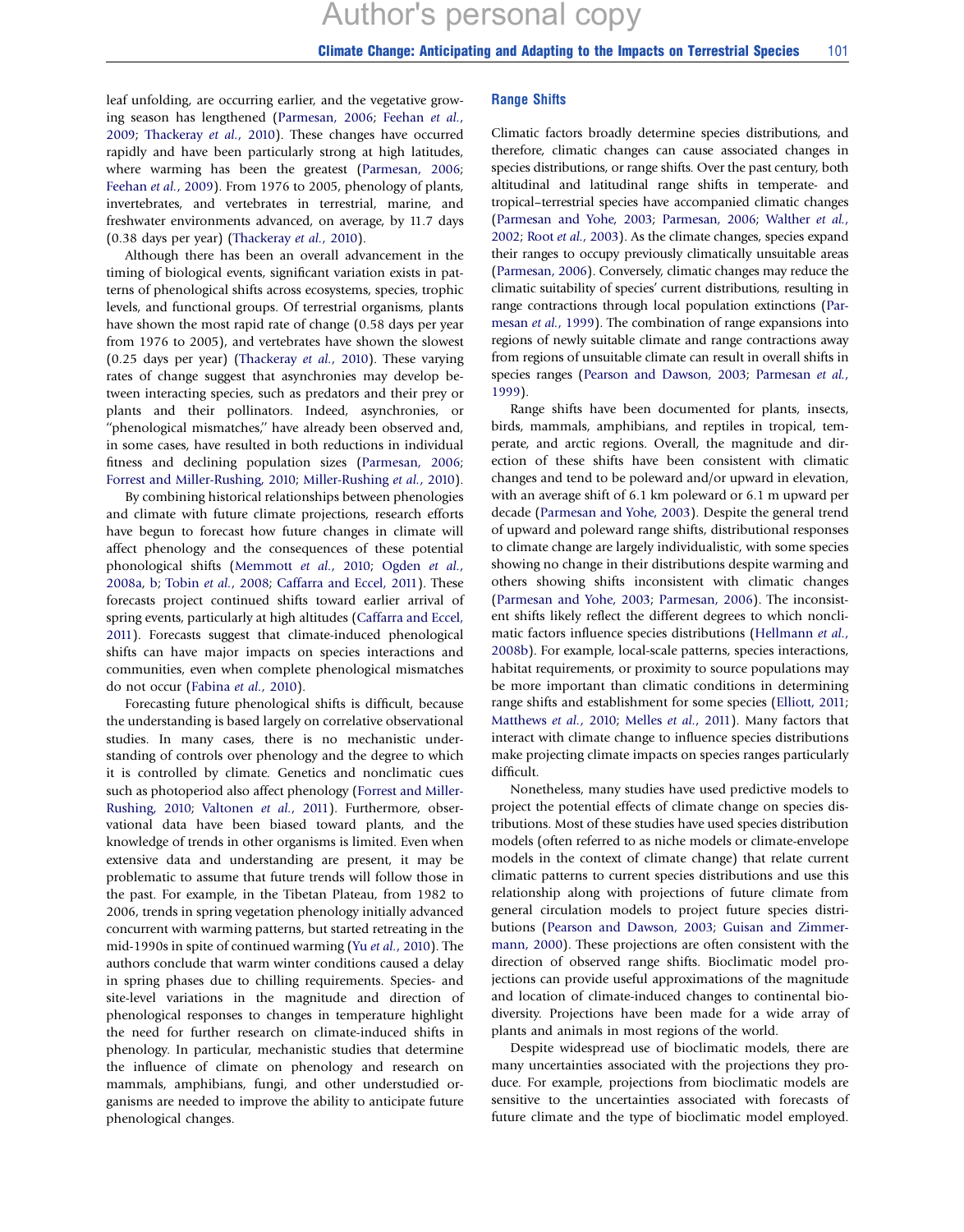leaf unfolding, are occurring earlier, and the vegetative growing season has lengthened (Parmesan, 2006; Feehan *et al.*, 2009; Thackeray *et al.*, 2010). These changes have occurred rapidly and have been particularly strong at high latitudes, where warming has been the greatest (Parmesan, 2006; Feehan *et al.*, 2009). From 1976 to 2005, phenology of plants, invertebrates, and vertebrates in terrestrial, marine, and freshwater environments advanced, on average, by 11.7 days (0.38 days per year) (Thackeray *et al.*, 2010).

Although there has been an overall advancement in the timing of biological events, significant variation exists in patterns of phenological shifts across ecosystems, species, trophic levels, and functional groups. Of terrestrial organisms, plants have shown the most rapid rate of change (0.58 days per year from 1976 to 2005), and vertebrates have shown the slowest (0.25 days per year) (Thackeray *et al.*, 2010). These varying rates of change suggest that asynchronies may develop between interacting species, such as predators and their prey or plants and their pollinators. Indeed, asynchronies, or "phenological mismatches," have already been observed and, in some cases, have resulted in both reductions in individual fitness and declining population sizes (Parmesan, 2006; Forrest and Miller-Rushing, 2010; Miller-Rushing *et al.*, 2010).

By combining historical relationships between phenologies and climate with future climate projections, research efforts have begun to forecast how future changes in climate will affect phenology and the consequences of these potential phonological shifts (Memmott *et al.*, 2010; Ogden *et al.*, 2008a, b; Tobin *et al.*, 2008; Caffarra and Eccel, 2011). These forecasts project continued shifts toward earlier arrival of spring events, particularly at high altitudes (Caffarra and Eccel, 2011). Forecasts suggest that climate-induced phenological shifts can have major impacts on species interactions and communities, even when complete phenological mismatches do not occur (Fabina *et al.*, 2010).

Forecasting future phenological shifts is difficult, because the understanding is based largely on correlative observational studies. In many cases, there is no mechanistic understanding of controls over phenology and the degree to which it is controlled by climate. Genetics and nonclimatic cues such as photoperiod also affect phenology (Forrest and Miller-Rushing, 2010; Valtonen *et al.*, 2011). Furthermore, observational data have been biased toward plants, and the knowledge of trends in other organisms is limited. Even when extensive data and understanding are present, it may be problematic to assume that future trends will follow those in the past. For example, in the Tibetan Plateau, from 1982 to 2006, trends in spring vegetation phenology initially advanced concurrent with warming patterns, but started retreating in the mid-1990s in spite of continued warming (Yu *et al.*, 2010). The authors conclude that warm winter conditions caused a delay in spring phases due to chilling requirements. Species- and site-level variations in the magnitude and direction of phenological responses to changes in temperature highlight the need for further research on climate-induced shifts in phenology. In particular, mechanistic studies that determine the influence of climate on phenology and research on mammals, amphibians, fungi, and other understudied organisms are needed to improve the ability to anticipate future phenological changes.

## Range Shifts

Climatic factors broadly determine species distributions, and therefore, climatic changes can cause associated changes in species distributions, or range shifts. Over the past century, both altitudinal and latitudinal range shifts in temperate- and tropical–terrestrial species have accompanied climatic changes (Parmesan and Yohe, 2003; Parmesan, 2006; Walther *et al.*, 2002; Root *et al.*, 2003). As the climate changes, species expand their ranges to occupy previously climatically unsuitable areas (Parmesan, 2006). Conversely, climatic changes may reduce the climatic suitability of species' current distributions, resulting in range contractions through local population extinctions (Parmesan *et al.*, 1999). The combination of range expansions into regions of newly suitable climate and range contractions away from regions of unsuitable climate can result in overall shifts in species ranges (Pearson and Dawson, 2003; Parmesan *et al.*, 1999).

Range shifts have been documented for plants, insects, birds, mammals, amphibians, and reptiles in tropical, temperate, and arctic regions. Overall, the magnitude and direction of these shifts have been consistent with climatic changes and tend to be poleward and/or upward in elevation, with an average shift of 6.1 km poleward or 6.1 m upward per decade (Parmesan and Yohe, 2003). Despite the general trend of upward and poleward range shifts, distributional responses to climate change are largely individualistic, with some species showing no change in their distributions despite warming and others showing shifts inconsistent with climatic changes (Parmesan and Yohe, 2003; Parmesan, 2006). The inconsistent shifts likely reflect the different degrees to which nonclimatic factors influence species distributions (Hellmann *et al.*, 2008b). For example, local-scale patterns, species interactions, habitat requirements, or proximity to source populations may be more important than climatic conditions in determining range shifts and establishment for some species (Elliott, 2011; Matthews *et al.*, 2010; Melles *et al.*, 2011). Many factors that interact with climate change to influence species distributions make projecting climate impacts on species ranges particularly difficult.

Nonetheless, many studies have used predictive models to project the potential effects of climate change on species distributions. Most of these studies have used species distribution models (often referred to as niche models or climate-envelope models in the context of climate change) that relate current climatic patterns to current species distributions and use this relationship along with projections of future climate from general circulation models to project future species distributions (Pearson and Dawson, 2003; Guisan and Zimmermann, 2000). These projections are often consistent with the direction of observed range shifts. Bioclimatic model projections can provide useful approximations of the magnitude and location of climate-induced changes to continental biodiversity. Projections have been made for a wide array of plants and animals in most regions of the world.

Despite widespread use of bioclimatic models, there are many uncertainties associated with the projections they produce. For example, projections from bioclimatic models are sensitive to the uncertainties associated with forecasts of future climate and the type of bioclimatic model employed.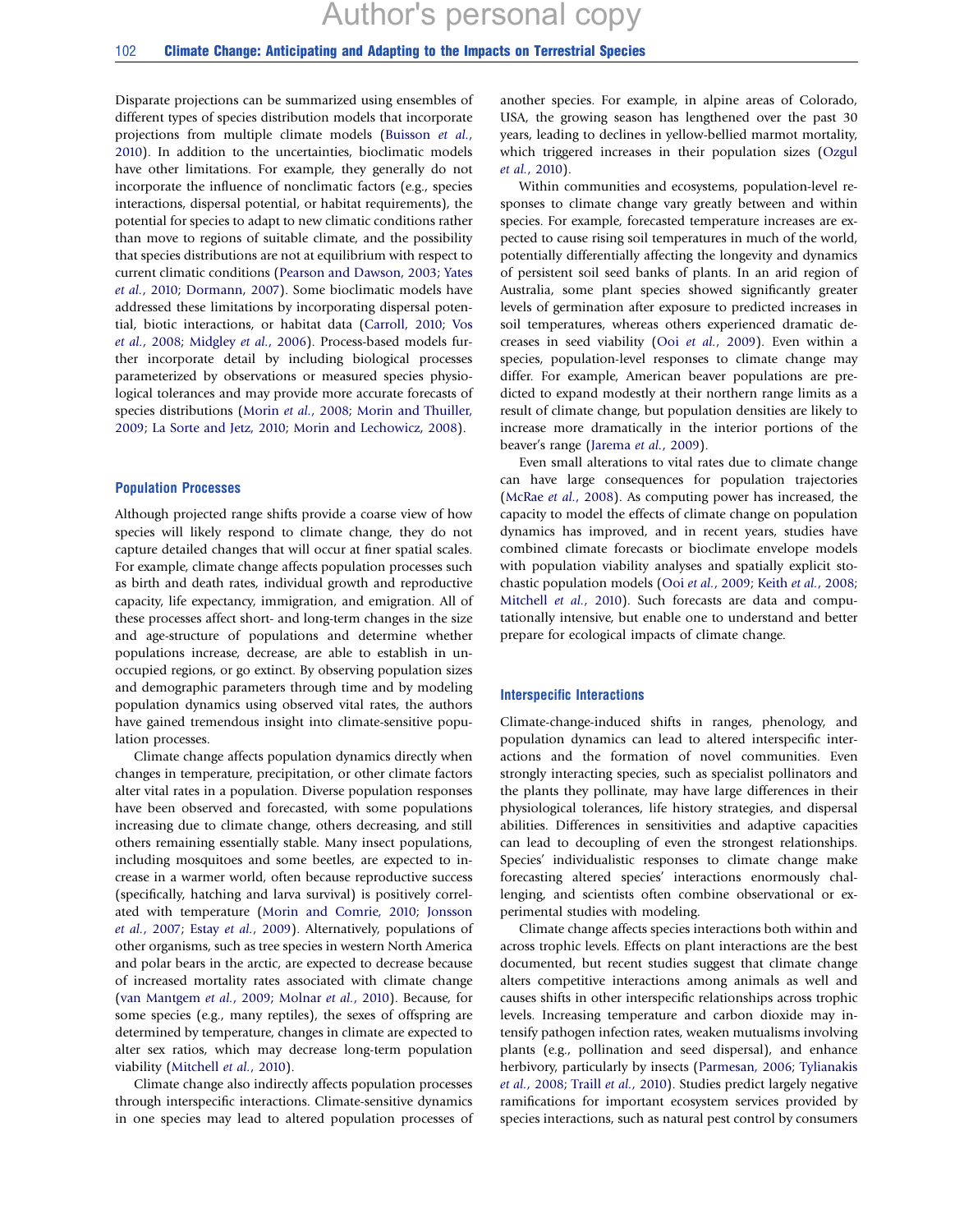Disparate projections can be summarized using ensembles of different types of species distribution models that incorporate projections from multiple climate models (Buisson *et al.*, 2010). In addition to the uncertainties, bioclimatic models have other limitations. For example, they generally do not incorporate the influence of nonclimatic factors (e.g., species interactions, dispersal potential, or habitat requirements), the potential for species to adapt to new climatic conditions rather than move to regions of suitable climate, and the possibility that species distributions are not at equilibrium with respect to current climatic conditions (Pearson and Dawson, 2003; Yates *et al.*, 2010; Dormann, 2007). Some bioclimatic models have addressed these limitations by incorporating dispersal potential, biotic interactions, or habitat data (Carroll, 2010; Vos *et al.*, 2008; Midgley *et al.*, 2006). Process-based models further incorporate detail by including biological processes parameterized by observations or measured species physiological tolerances and may provide more accurate forecasts of species distributions (Morin *et al.*, 2008; Morin and Thuiller, 2009; La Sorte and Jetz, 2010; Morin and Lechowicz, 2008).

### Population Processes

Although projected range shifts provide a coarse view of how species will likely respond to climate change, they do not capture detailed changes that will occur at finer spatial scales. For example, climate change affects population processes such as birth and death rates, individual growth and reproductive capacity, life expectancy, immigration, and emigration. All of these processes affect short- and long-term changes in the size and age-structure of populations and determine whether populations increase, decrease, are able to establish in unoccupied regions, or go extinct. By observing population sizes and demographic parameters through time and by modeling population dynamics using observed vital rates, the authors have gained tremendous insight into climate-sensitive population processes.

Climate change affects population dynamics directly when changes in temperature, precipitation, or other climate factors alter vital rates in a population. Diverse population responses have been observed and forecasted, with some populations increasing due to climate change, others decreasing, and still others remaining essentially stable. Many insect populations, including mosquitoes and some beetles, are expected to increase in a warmer world, often because reproductive success (specifically, hatching and larva survival) is positively correlated with temperature (Morin and Comrie, 2010; Jonsson *et al.*, 2007; Estay *et al.*, 2009). Alternatively, populations of other organisms, such as tree species in western North America and polar bears in the arctic, are expected to decrease because of increased mortality rates associated with climate change (van Mantgem *et al.*, 2009; Molnar *et al.*, 2010). Because, for some species (e.g., many reptiles), the sexes of offspring are determined by temperature, changes in climate are expected to alter sex ratios, which may decrease long-term population viability (Mitchell *et al.*, 2010).

Climate change also indirectly affects population processes through interspecific interactions. Climate-sensitive dynamics in one species may lead to altered population processes of another species. For example, in alpine areas of Colorado, USA, the growing season has lengthened over the past 30 years, leading to declines in yellow-bellied marmot mortality, which triggered increases in their population sizes (Ozgul *et al.*, 2010).

Within communities and ecosystems, population-level responses to climate change vary greatly between and within species. For example, forecasted temperature increases are expected to cause rising soil temperatures in much of the world, potentially differentially affecting the longevity and dynamics of persistent soil seed banks of plants. In an arid region of Australia, some plant species showed significantly greater levels of germination after exposure to predicted increases in soil temperatures, whereas others experienced dramatic decreases in seed viability (Ooi *et al.*, 2009). Even within a species, population-level responses to climate change may differ. For example, American beaver populations are predicted to expand modestly at their northern range limits as a result of climate change, but population densities are likely to increase more dramatically in the interior portions of the beaver's range (Jarema *et al.*, 2009).

Even small alterations to vital rates due to climate change can have large consequences for population trajectories (McRae *et al.*, 2008). As computing power has increased, the capacity to model the effects of climate change on population dynamics has improved, and in recent years, studies have combined climate forecasts or bioclimate envelope models with population viability analyses and spatially explicit stochastic population models (Ooi *et al.*, 2009; Keith *et al.*, 2008; Mitchell *et al.*, 2010). Such forecasts are data and computationally intensive, but enable one to understand and better prepare for ecological impacts of climate change.

### Interspecific Interactions

Climate-change-induced shifts in ranges, phenology, and population dynamics can lead to altered interspecific interactions and the formation of novel communities. Even strongly interacting species, such as specialist pollinators and the plants they pollinate, may have large differences in their physiological tolerances, life history strategies, and dispersal abilities. Differences in sensitivities and adaptive capacities can lead to decoupling of even the strongest relationships. Species' individualistic responses to climate change make forecasting altered species' interactions enormously challenging, and scientists often combine observational or experimental studies with modeling.

Climate change affects species interactions both within and across trophic levels. Effects on plant interactions are the best documented, but recent studies suggest that climate change alters competitive interactions among animals as well and causes shifts in other interspecific relationships across trophic levels. Increasing temperature and carbon dioxide may intensify pathogen infection rates, weaken mutualisms involving plants (e.g., pollination and seed dispersal), and enhance herbivory, particularly by insects (Parmesan, 2006; Tylianakis *et al.*, 2008; Traill *et al.*, 2010). Studies predict largely negative ramifications for important ecosystem services provided by species interactions, such as natural pest control by consumers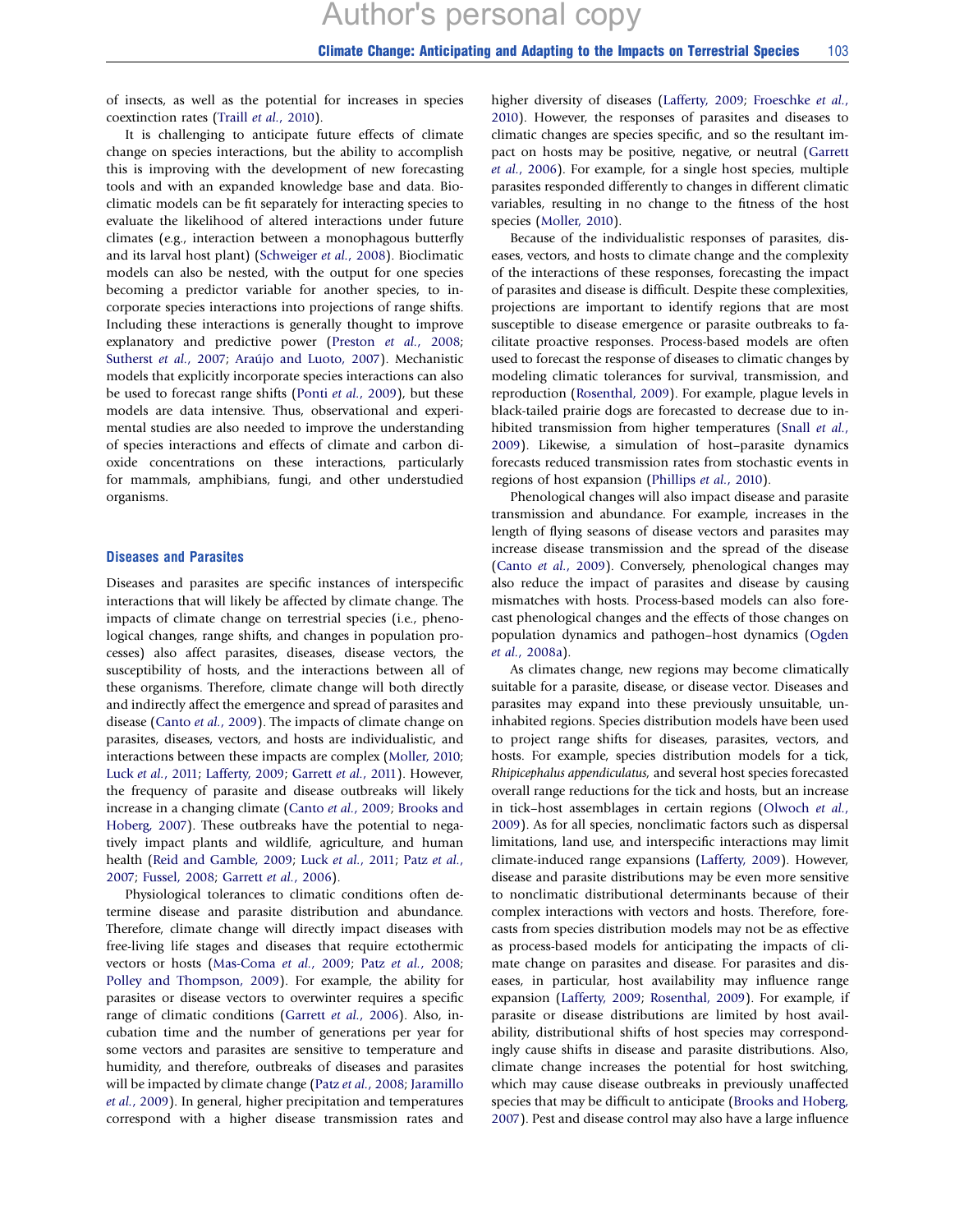of insects, as well as the potential for increases in species coextinction rates (Traill *et al.*, 2010).

It is challenging to anticipate future effects of climate change on species interactions, but the ability to accomplish this is improving with the development of new forecasting tools and with an expanded knowledge base and data. Bioclimatic models can be fit separately for interacting species to evaluate the likelihood of altered interactions under future climates (e.g., interaction between a monophagous butterfly and its larval host plant) (Schweiger *et al.*, 2008). Bioclimatic models can also be nested, with the output for one species becoming a predictor variable for another species, to incorporate species interactions into projections of range shifts. Including these interactions is generally thought to improve explanatory and predictive power (Preston *et al.*, 2008; Sutherst *et al.*, 2007; Araújo and Luoto, 2007). Mechanistic models that explicitly incorporate species interactions can also be used to forecast range shifts (Ponti *et al.*, 2009), but these models are data intensive. Thus, observational and experimental studies are also needed to improve the understanding of species interactions and effects of climate and carbon dioxide concentrations on these interactions, particularly for mammals, amphibians, fungi, and other understudied organisms.

## Diseases and Parasites

Diseases and parasites are specific instances of interspecific interactions that will likely be affected by climate change. The impacts of climate change on terrestrial species (i.e., phenological changes, range shifts, and changes in population processes) also affect parasites, diseases, disease vectors, the susceptibility of hosts, and the interactions between all of these organisms. Therefore, climate change will both directly and indirectly affect the emergence and spread of parasites and disease (Canto *et al.*, 2009). The impacts of climate change on parasites, diseases, vectors, and hosts are individualistic, and interactions between these impacts are complex (Moller, 2010; Luck *et al.*, 2011; Lafferty, 2009; Garrett *et al.*, 2011). However, the frequency of parasite and disease outbreaks will likely increase in a changing climate (Canto *et al.*, 2009; Brooks and Hoberg, 2007). These outbreaks have the potential to negatively impact plants and wildlife, agriculture, and human health (Reid and Gamble, 2009; Luck *et al.*, 2011; Patz *et al.*, 2007; Fussel, 2008; Garrett *et al.*, 2006).

Physiological tolerances to climatic conditions often determine disease and parasite distribution and abundance. Therefore, climate change will directly impact diseases with free-living life stages and diseases that require ectothermic vectors or hosts (Mas-Coma *et al.*, 2009; Patz *et al.*, 2008; Polley and Thompson, 2009). For example, the ability for parasites or disease vectors to overwinter requires a specific range of climatic conditions (Garrett *et al.*, 2006). Also, incubation time and the number of generations per year for some vectors and parasites are sensitive to temperature and humidity, and therefore, outbreaks of diseases and parasites will be impacted by climate change (Patz *et al.*, 2008; Jaramillo *et al.*, 2009). In general, higher precipitation and temperatures correspond with a higher disease transmission rates and higher diversity of diseases (Lafferty, 2009; Froeschke *et al.*, 2010). However, the responses of parasites and diseases to climatic changes are species specific, and so the resultant impact on hosts may be positive, negative, or neutral (Garrett *et al.*, 2006). For example, for a single host species, multiple parasites responded differently to changes in different climatic variables, resulting in no change to the fitness of the host species (Moller, 2010).

Because of the individualistic responses of parasites, diseases, vectors, and hosts to climate change and the complexity of the interactions of these responses, forecasting the impact of parasites and disease is difficult. Despite these complexities, projections are important to identify regions that are most susceptible to disease emergence or parasite outbreaks to facilitate proactive responses. Process-based models are often used to forecast the response of diseases to climatic changes by modeling climatic tolerances for survival, transmission, and reproduction (Rosenthal, 2009). For example, plague levels in black-tailed prairie dogs are forecasted to decrease due to inhibited transmission from higher temperatures (Snall *et al.*, 2009). Likewise, a simulation of host–parasite dynamics forecasts reduced transmission rates from stochastic events in regions of host expansion (Phillips *et al.*, 2010).

Phenological changes will also impact disease and parasite transmission and abundance. For example, increases in the length of flying seasons of disease vectors and parasites may increase disease transmission and the spread of the disease (Canto *et al.*, 2009). Conversely, phenological changes may also reduce the impact of parasites and disease by causing mismatches with hosts. Process-based models can also forecast phenological changes and the effects of those changes on population dynamics and pathogen–host dynamics (Ogden *et al.*, 2008a).

As climates change, new regions may become climatically suitable for a parasite, disease, or disease vector. Diseases and parasites may expand into these previously unsuitable, uninhabited regions. Species distribution models have been used to project range shifts for diseases, parasites, vectors, and hosts. For example, species distribution models for a tick, *Rhipicephalus appendiculatus,* and several host species forecasted overall range reductions for the tick and hosts, but an increase in tick–host assemblages in certain regions (Olwoch *et al.*, 2009). As for all species, nonclimatic factors such as dispersal limitations, land use, and interspecific interactions may limit climate-induced range expansions (Lafferty, 2009). However, disease and parasite distributions may be even more sensitive to nonclimatic distributional determinants because of their complex interactions with vectors and hosts. Therefore, forecasts from species distribution models may not be as effective as process-based models for anticipating the impacts of climate change on parasites and disease. For parasites and diseases, in particular, host availability may influence range expansion (Lafferty, 2009; Rosenthal, 2009). For example, if parasite or disease distributions are limited by host availability, distributional shifts of host species may correspondingly cause shifts in disease and parasite distributions. Also, climate change increases the potential for host switching, which may cause disease outbreaks in previously unaffected species that may be difficult to anticipate (Brooks and Hoberg, 2007). Pest and disease control may also have a large influence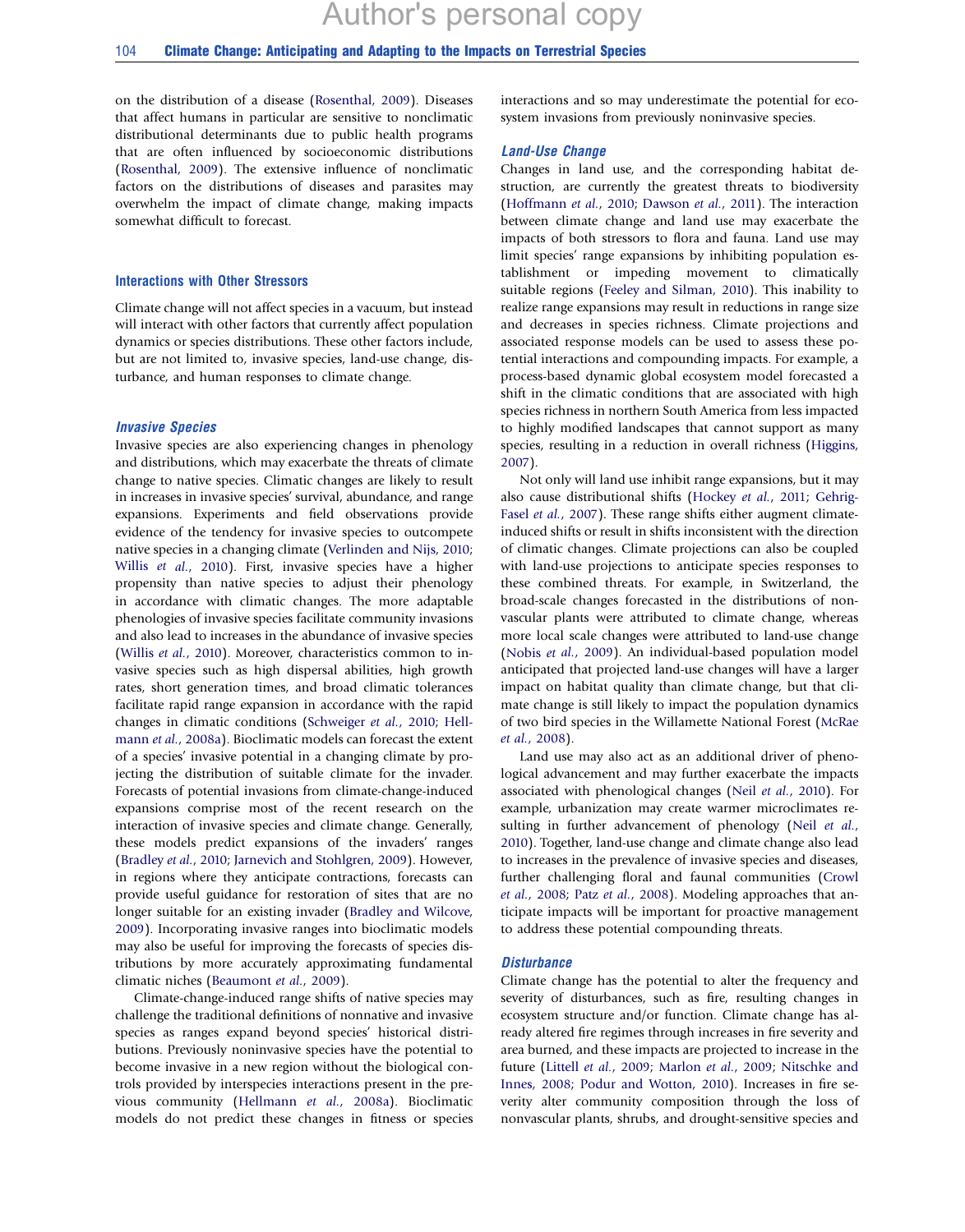on the distribution of a disease (Rosenthal, 2009). Diseases that affect humans in particular are sensitive to nonclimatic distributional determinants due to public health programs that are often influenced by socioeconomic distributions (Rosenthal, 2009). The extensive influence of nonclimatic factors on the distributions of diseases and parasites may overwhelm the impact of climate change, making impacts somewhat difficult to forecast.

## Interactions with Other Stressors

Climate change will not affect species in a vacuum, but instead will interact with other factors that currently affect population dynamics or species distributions. These other factors include, but are not limited to, invasive species, land-use change, disturbance, and human responses to climate change.

### *Invasive Species*

Invasive species are also experiencing changes in phenology and distributions, which may exacerbate the threats of climate change to native species. Climatic changes are likely to result in increases in invasive species' survival, abundance, and range expansions. Experiments and field observations provide evidence of the tendency for invasive species to outcompete native species in a changing climate (Verlinden and Nijs, 2010; Willis *et al.*, 2010). First, invasive species have a higher propensity than native species to adjust their phenology in accordance with climatic changes. The more adaptable phenologies of invasive species facilitate community invasions and also lead to increases in the abundance of invasive species (Willis *et al.*, 2010). Moreover, characteristics common to invasive species such as high dispersal abilities, high growth rates, short generation times, and broad climatic tolerances facilitate rapid range expansion in accordance with the rapid changes in climatic conditions (Schweiger *et al.*, 2010; Hellmann *et al.*, 2008a). Bioclimatic models can forecast the extent of a species' invasive potential in a changing climate by projecting the distribution of suitable climate for the invader. Forecasts of potential invasions from climate-change-induced expansions comprise most of the recent research on the interaction of invasive species and climate change. Generally, these models predict expansions of the invaders' ranges (Bradley *et al.*, 2010; Jarnevich and Stohlgren, 2009). However, in regions where they anticipate contractions, forecasts can provide useful guidance for restoration of sites that are no longer suitable for an existing invader (Bradley and Wilcove, 2009). Incorporating invasive ranges into bioclimatic models may also be useful for improving the forecasts of species distributions by more accurately approximating fundamental climatic niches (Beaumont *et al.*, 2009).

Climate-change-induced range shifts of native species may challenge the traditional definitions of nonnative and invasive species as ranges expand beyond species' historical distributions. Previously noninvasive species have the potential to become invasive in a new region without the biological controls provided by interspecies interactions present in the previous community (Hellmann *et al.*, 2008a). Bioclimatic models do not predict these changes in fitness or species interactions and so may underestimate the potential for ecosystem invasions from previously noninvasive species.

### *Land-Use Change*

Changes in land use, and the corresponding habitat destruction, are currently the greatest threats to biodiversity (Hoffmann *et al.*, 2010; Dawson *et al.*, 2011). The interaction between climate change and land use may exacerbate the impacts of both stressors to flora and fauna. Land use may limit species' range expansions by inhibiting population establishment or impeding movement to climatically suitable regions (Feeley and Silman, 2010). This inability to realize range expansions may result in reductions in range size and decreases in species richness. Climate projections and associated response models can be used to assess these potential interactions and compounding impacts. For example, a process-based dynamic global ecosystem model forecasted a shift in the climatic conditions that are associated with high species richness in northern South America from less impacted to highly modified landscapes that cannot support as many species, resulting in a reduction in overall richness (Higgins, 2007).

Not only will land use inhibit range expansions, but it may also cause distributional shifts (Hockey *et al.*, 2011; Gehrig-Fasel *et al.*, 2007). These range shifts either augment climate-induced shifts or result in shifts inconsistent with the direction of climatic changes. Climate projections can also be coupled with land-use projections to anticipate species responses to these combined threats. For example, in Switzerland, the broad-scale changes forecasted in the distributions of nonvascular plants were attributed to climate change, whereas more local scale changes were attributed to land-use change (Nobis *et al.*, 2009). An individual-based population model anticipated that projected land-use changes will have a larger impact on habitat quality than climate change, but that climate change is still likely to impact the population dynamics of two bird species in the Willamette National Forest (McRae *et al.*, 2008).

Land use may also act as an additional driver of phenological advancement and may further exacerbate the impacts associated with phenological changes (Neil *et al.*, 2010). For example, urbanization may create warmer microclimates resulting in further advancement of phenology (Neil *et al.*, 2010). Together, land-use change and climate change also lead to increases in the prevalence of invasive species and diseases, further challenging floral and faunal communities (Crowl *et al.*, 2008; Patz *et al.*, 2008). Modeling approaches that anticipate impacts will be important for proactive management to address these potential compounding threats.

### *Disturbance*

Climate change has the potential to alter the frequency and severity of disturbances, such as fire, resulting changes in ecosystem structure and/or function. Climate change has already altered fire regimes through increases in fire severity and area burned, and these impacts are projected to increase in the future (Littell *et al.*, 2009; Marlon *et al.*, 2009; Nitschke and Innes, 2008; Podur and Wotton, 2010). Increases in fire severity alter community composition through the loss of nonvascular plants, shrubs, and drought-sensitive species and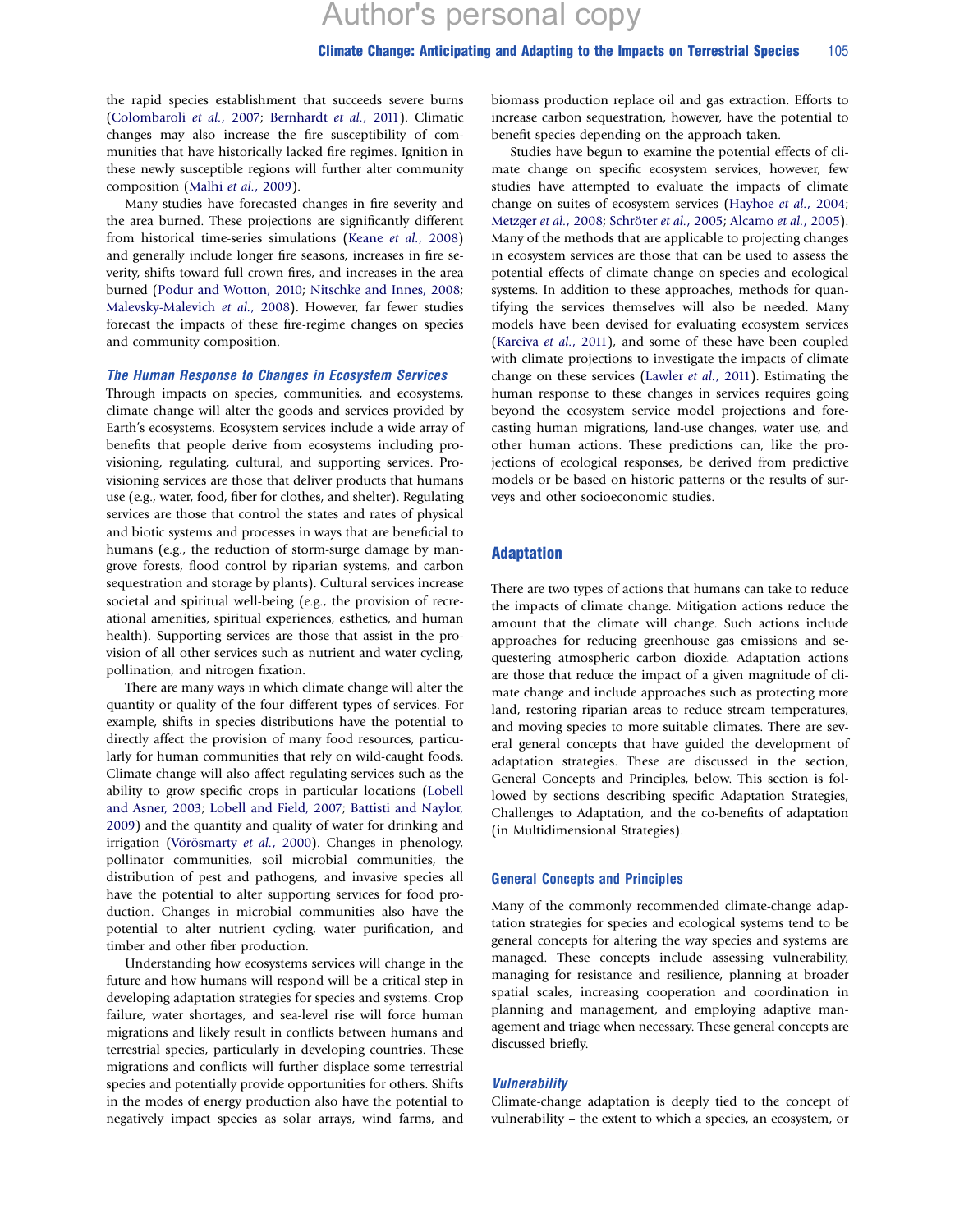the rapid species establishment that succeeds severe burns (Colombaroli *et al.*, 2007; Bernhardt *et al.*, 2011). Climatic changes may also increase the fire susceptibility of communities that have historically lacked fire regimes. Ignition in these newly susceptible regions will further alter community composition (Malhi *et al.*, 2009).

Many studies have forecasted changes in fire severity and the area burned. These projections are significantly different from historical time-series simulations (Keane *et al.*, 2008) and generally include longer fire seasons, increases in fire severity, shifts toward full crown fires, and increases in the area burned (Podur and Wotton, 2010; Nitschke and Innes, 2008; Malevsky-Malevich *et al.*, 2008). However, far fewer studies forecast the impacts of these fire-regime changes on species and community composition.

### *The Human Response to Changes in Ecosystem Services*

Through impacts on species, communities, and ecosystems, climate change will alter the goods and services provided by Earth's ecosystems. Ecosystem services include a wide array of benefits that people derive from ecosystems including provisioning, regulating, cultural, and supporting services. Provisioning services are those that deliver products that humans use (e.g., water, food, fiber for clothes, and shelter). Regulating services are those that control the states and rates of physical and biotic systems and processes in ways that are beneficial to humans (e.g., the reduction of storm-surge damage by mangrove forests, flood control by riparian systems, and carbon sequestration and storage by plants). Cultural services increase societal and spiritual well-being (e.g., the provision of recreational amenities, spiritual experiences, esthetics, and human health). Supporting services are those that assist in the provision of all other services such as nutrient and water cycling, pollination, and nitrogen fixation.

There are many ways in which climate change will alter the quantity or quality of the four different types of services. For example, shifts in species distributions have the potential to directly affect the provision of many food resources, particularly for human communities that rely on wild-caught foods. Climate change will also affect regulating services such as the ability to grow specific crops in particular locations (Lobell and Asner, 2003; Lobell and Field, 2007; Battisti and Naylor, 2009) and the quantity and quality of water for drinking and irrigation (Vörösmarty *et al.*, 2000). Changes in phenology, pollinator communities, soil microbial communities, the distribution of pest and pathogens, and invasive species all have the potential to alter supporting services for food production. Changes in microbial communities also have the potential to alter nutrient cycling, water purification, and timber and other fiber production.

Understanding how ecosystems services will change in the future and how humans will respond will be a critical step in developing adaptation strategies for species and systems. Crop failure, water shortages, and sea-level rise will force human migrations and likely result in conflicts between humans and terrestrial species, particularly in developing countries. These migrations and conflicts will further displace some terrestrial species and potentially provide opportunities for others. Shifts in the modes of energy production also have the potential to negatively impact species as solar arrays, wind farms, and biomass production replace oil and gas extraction. Efforts to increase carbon sequestration, however, have the potential to benefit species depending on the approach taken.

Studies have begun to examine the potential effects of climate change on specific ecosystem services; however, few studies have attempted to evaluate the impacts of climate change on suites of ecosystem services (Hayhoe *et al.*, 2004; Metzger *et al.*, 2008; Schröter *et al.*, 2005; Alcamo *et al.*, 2005). Many of the methods that are applicable to projecting changes in ecosystem services are those that can be used to assess the potential effects of climate change on species and ecological systems. In addition to these approaches, methods for quantifying the services themselves will also be needed. Many models have been devised for evaluating ecosystem services (Kareiva *et al.*, 2011), and some of these have been coupled with climate projections to investigate the impacts of climate change on these services (Lawler *et al.*, 2011). Estimating the human response to these changes in services requires going beyond the ecosystem service model projections and forecasting human migrations, land-use changes, water use, and other human actions. These predictions can, like the projections of ecological responses, be derived from predictive models or be based on historic patterns or the results of surveys and other socioeconomic studies.

## Adaptation

There are two types of actions that humans can take to reduce the impacts of climate change. Mitigation actions reduce the amount that the climate will change. Such actions include approaches for reducing greenhouse gas emissions and sequestering atmospheric carbon dioxide. Adaptation actions are those that reduce the impact of a given magnitude of climate change and include approaches such as protecting more land, restoring riparian areas to reduce stream temperatures, and moving species to more suitable climates. There are several general concepts that have guided the development of adaptation strategies. These are discussed in the section, General Concepts and Principles, below. This section is followed by sections describing specific Adaptation Strategies, Challenges to Adaptation, and the co-benefits of adaptation (in Multidimensional Strategies).

### General Concepts and Principles

Many of the commonly recommended climate-change adaptation strategies for species and ecological systems tend to be general concepts for altering the way species and systems are managed. These concepts include assessing vulnerability, managing for resistance and resilience, planning at broader spatial scales, increasing cooperation and coordination in planning and management, and employing adaptive management and triage when necessary. These general concepts are discussed briefly.

#### *Vulnerability*

Climate-change adaptation is deeply tied to the concept of vulnerability – the extent to which a species, an ecosystem, or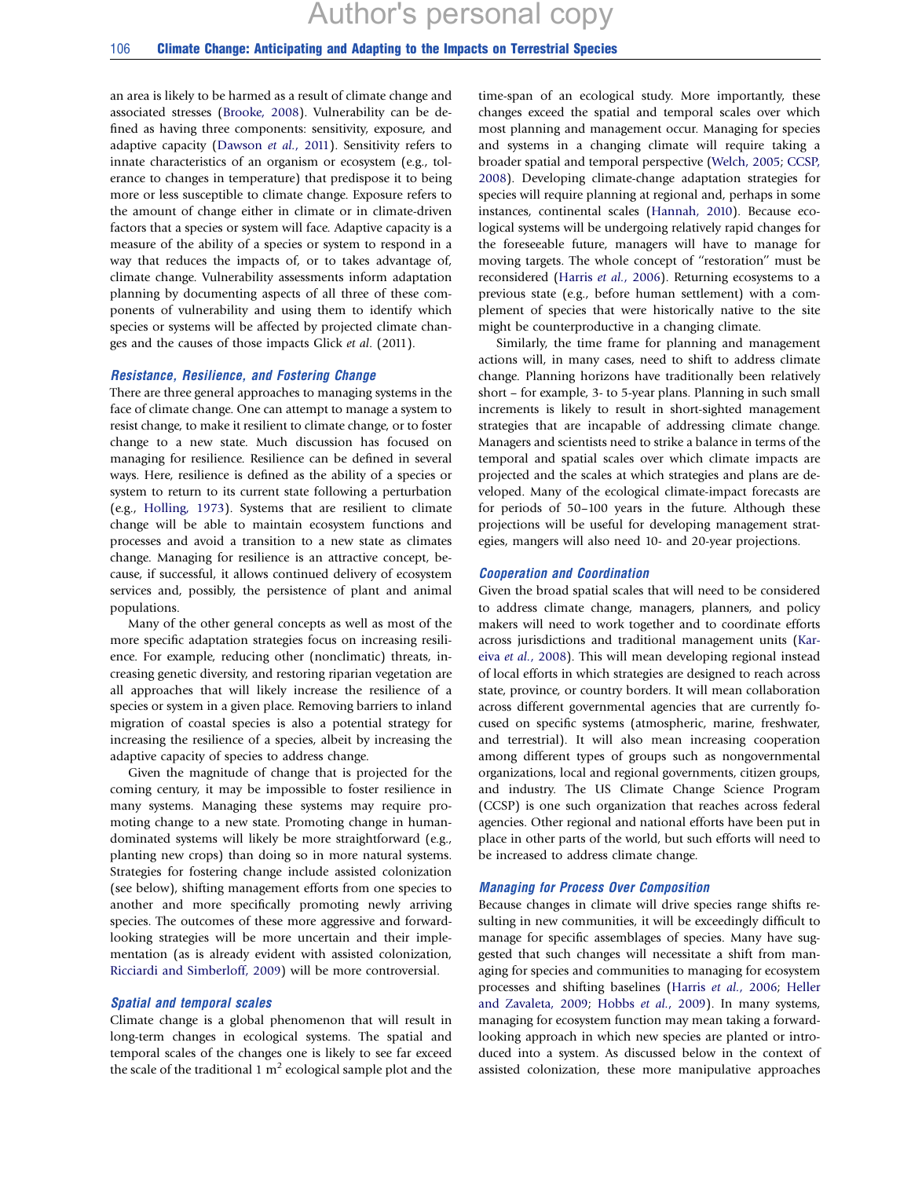an area is likely to be harmed as a result of climate change and associated stresses (Brooke, 2008). Vulnerability can be defined as having three components: sensitivity, exposure, and adaptive capacity (Dawson *et al.*, 2011). Sensitivity refers to innate characteristics of an organism or ecosystem (e.g., tolerance to changes in temperature) that predispose it to being more or less susceptible to climate change. Exposure refers to the amount of change either in climate or in climate-driven factors that a species or system will face. Adaptive capacity is a measure of the ability of a species or system to respond in a way that reduces the impacts of, or to takes advantage of, climate change. Vulnerability assessments inform adaptation planning by documenting aspects of all three of these components of vulnerability and using them to identify which species or systems will be affected by projected climate changes and the causes of those impacts Glick *et al*. (2011).

### Resistance, Resilience, and Fostering Change

There are three general approaches to managing systems in the face of climate change. One can attempt to manage a system to resist change, to make it resilient to climate change, or to foster change to a new state. Much discussion has focused on managing for resilience. Resilience can be defined in several ways. Here, resilience is defined as the ability of a species or system to return to its current state following a perturbation (e.g., Holling, 1973). Systems that are resilient to climate change will be able to maintain ecosystem functions and processes and avoid a transition to a new state as climates change. Managing for resilience is an attractive concept, because, if successful, it allows continued delivery of ecosystem services and, possibly, the persistence of plant and animal populations.

Many of the other general concepts as well as most of the more specific adaptation strategies focus on increasing resilience. For example, reducing other (nonclimatic) threats, increasing genetic diversity, and restoring riparian vegetation are all approaches that will likely increase the resilience of a species or system in a given place. Removing barriers to inland migration of coastal species is also a potential strategy for increasing the resilience of a species, albeit by increasing the adaptive capacity of species to address change.

Given the magnitude of change that is projected for the coming century, it may be impossible to foster resilience in many systems. Managing these systems may require promoting change to a new state. Promoting change in human-dominated systems will likely be more straightforward (e.g., planting new crops) than doing so in more natural systems. Strategies for fostering change include assisted colonization (see below), shifting management efforts from one species to another and more specifically promoting newly arriving species. The outcomes of these more aggressive and forward-looking strategies will be more uncertain and their implementation (as is already evident with assisted colonization, Ricciardi and Simberloff, 2009) will be more controversial.

### Spatial and temporal scales

Climate change is a global phenomenon that will result in long-term changes in ecological systems. The spatial and temporal scales of the changes one is likely to see far exceed the scale of the traditional 1 $m^2$ ecological sample plot and the time-span of an ecological study. More importantly, these changes exceed the spatial and temporal scales over which most planning and management occur. Managing for species and systems in a changing climate will require taking a broader spatial and temporal perspective (Welch, 2005; CCSP, 2008). Developing climate-change adaptation strategies for species will require planning at regional and, perhaps in some instances, continental scales (Hannah, 2010). Because ecological systems will be undergoing relatively rapid changes for the foreseeable future, managers will have to manage for moving targets. The whole concept of "restoration" must be reconsidered (Harris *et al.*, 2006). Returning ecosystems to a previous state (e.g., before human settlement) with a complement of species that were historically native to the site might be counterproductive in a changing climate.

Similarly, the time frame for planning and management actions will, in many cases, need to shift to address climate change. Planning horizons have traditionally been relatively short – for example, 3- to 5-year plans. Planning in such small increments is likely to result in short-sighted management strategies that are incapable of addressing climate change. Managers and scientists need to strike a balance in terms of the temporal and spatial scales over which climate impacts are projected and the scales at which strategies and plans are developed. Many of the ecological climate-impact forecasts are for periods of 50–100 years in the future. Although these projections will be useful for developing management strategies, mangers will also need 10- and 20-year projections.

### Cooperation and Coordination

Given the broad spatial scales that will need to be considered to address climate change, managers, planners, and policy makers will need to work together and to coordinate efforts across jurisdictions and traditional management units (Kareiva *et al.*, 2008). This will mean developing regional instead of local efforts in which strategies are designed to reach across state, province, or country borders. It will mean collaboration across different governmental agencies that are currently focused on specific systems (atmospheric, marine, freshwater, and terrestrial). It will also mean increasing cooperation among different types of groups such as nongovernmental organizations, local and regional governments, citizen groups, and industry. The US Climate Change Science Program (CCSP) is one such organization that reaches across federal agencies. Other regional and national efforts have been put in place in other parts of the world, but such efforts will need to be increased to address climate change.

### Managing for Process Over Composition

Because changes in climate will drive species range shifts resulting in new communities, it will be exceedingly difficult to manage for specific assemblages of species. Many have suggested that such changes will necessitate a shift from managing for species and communities to managing for ecosystem processes and shifting baselines (Harris *et al.*, 2006; Heller and Zavaleta, 2009; Hobbs *et al.*, 2009). In many systems, managing for ecosystem function may mean taking a forward-looking approach in which new species are planted or introduced into a system. As discussed below in the context of assisted colonization, these more manipulative approaches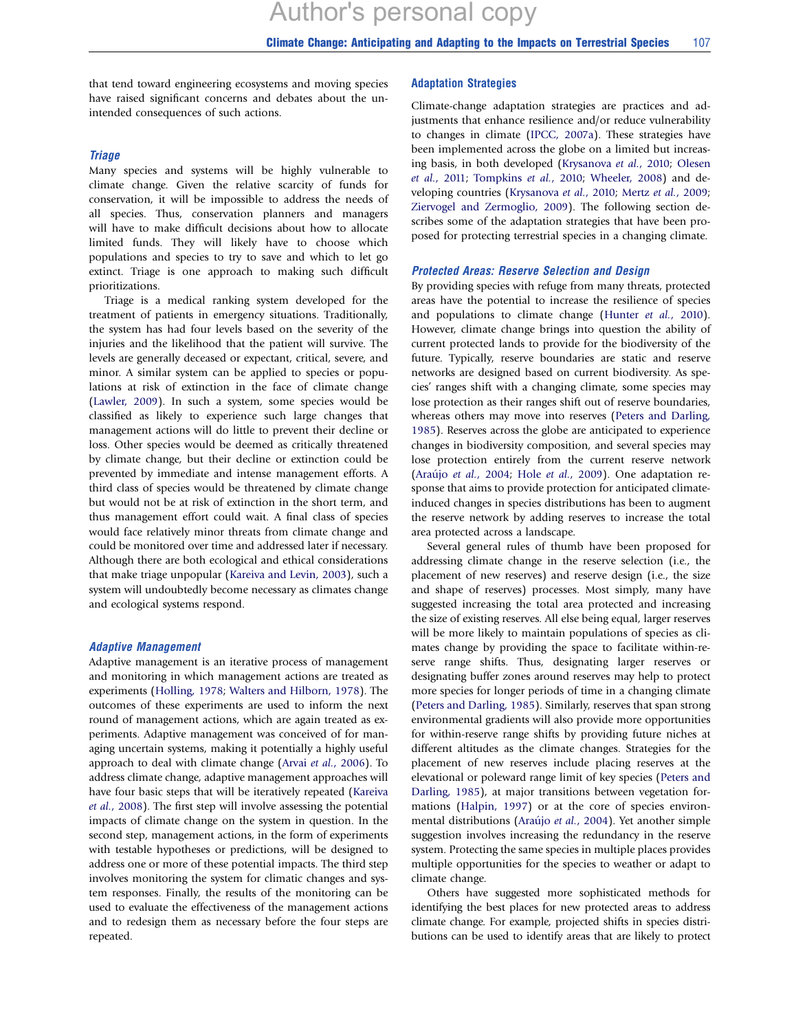that tend toward engineering ecosystems and moving species have raised significant concerns and debates about the unintended consequences of such actions.

### *Triage*

Many species and systems will be highly vulnerable to climate change. Given the relative scarcity of funds for conservation, it will be impossible to address the needs of all species. Thus, conservation planners and managers will have to make difficult decisions about how to allocate limited funds. They will likely have to choose which populations and species to try to save and which to let go extinct. Triage is one approach to making such difficult prioritizations.

Triage is a medical ranking system developed for the treatment of patients in emergency situations. Traditionally, the system has had four levels based on the severity of the injuries and the likelihood that the patient will survive. The levels are generally deceased or expectant, critical, severe, and minor. A similar system can be applied to species or populations at risk of extinction in the face of climate change (Lawler, 2009). In such a system, some species would be classified as likely to experience such large changes that management actions will do little to prevent their decline or loss. Other species would be deemed as critically threatened by climate change, but their decline or extinction could be prevented by immediate and intense management efforts. A third class of species would be threatened by climate change but would not be at risk of extinction in the short term, and thus management effort could wait. A final class of species would face relatively minor threats from climate change and could be monitored over time and addressed later if necessary. Although there are both ecological and ethical considerations that make triage unpopular (Kareiva and Levin, 2003), such a system will undoubtedly become necessary as climates change and ecological systems respond.

### *Adaptive Management*

Adaptive management is an iterative process of management and monitoring in which management actions are treated as experiments (Holling, 1978; Walters and Hilborn, 1978). The outcomes of these experiments are used to inform the next round of management actions, which are again treated as experiments. Adaptive management was conceived of for managing uncertain systems, making it potentially a highly useful approach to deal with climate change (Arvai *et al.*, 2006). To address climate change, adaptive management approaches will have four basic steps that will be iteratively repeated (Kareiva *et al.*, 2008). The first step will involve assessing the potential impacts of climate change on the system in question. In the second step, management actions, in the form of experiments with testable hypotheses or predictions, will be designed to address one or more of these potential impacts. The third step involves monitoring the system for climatic changes and system responses. Finally, the results of the monitoring can be used to evaluate the effectiveness of the management actions and to redesign them as necessary before the four steps are repeated.

## Adaptation Strategies

Climate-change adaptation strategies are practices and adjustments that enhance resilience and/or reduce vulnerability to changes in climate (IPCC, 2007a). These strategies have been implemented across the globe on a limited but increasing basis, in both developed (Krysanova *et al.*, 2010; Olesen *et al.*, 2011; Tompkins *et al.*, 2010; Wheeler, 2008) and developing countries (Krysanova *et al.*, 2010; Mertz *et al.*, 2009; Ziervogel and Zermoglio, 2009). The following section describes some of the adaptation strategies that have been proposed for protecting terrestrial species in a changing climate.

### *Protected Areas: Reserve Selection and Design*

By providing species with refuge from many threats, protected areas have the potential to increase the resilience of species and populations to climate change (Hunter *et al.*, 2010). However, climate change brings into question the ability of current protected lands to provide for the biodiversity of the future. Typically, reserve boundaries are static and reserve networks are designed based on current biodiversity. As species' ranges shift with a changing climate, some species may lose protection as their ranges shift out of reserve boundaries, whereas others may move into reserves (Peters and Darling, 1985). Reserves across the globe are anticipated to experience changes in biodiversity composition, and several species may lose protection entirely from the current reserve network (Araújo *et al.*, 2004; Hole *et al.*, 2009). One adaptation response that aims to provide protection for anticipated climate-induced changes in species distributions has been to augment the reserve network by adding reserves to increase the total area protected across a landscape.

Several general rules of thumb have been proposed for addressing climate change in the reserve selection (i.e., the placement of new reserves) and reserve design (i.e., the size and shape of reserves) processes. Most simply, many have suggested increasing the total area protected and increasing the size of existing reserves. All else being equal, larger reserves will be more likely to maintain populations of species as climates change by providing the space to facilitate within-reserve range shifts. Thus, designating larger reserves or designating buffer zones around reserves may help to protect more species for longer periods of time in a changing climate (Peters and Darling, 1985). Similarly, reserves that span strong environmental gradients will also provide more opportunities for within-reserve range shifts by providing future niches at different altitudes as the climate changes. Strategies for the placement of new reserves include placing reserves at the elevational or poleward range limit of key species (Peters and Darling, 1985), at major transitions between vegetation formations (Halpin, 1997) or at the core of species environmental distributions (Araújo *et al.*, 2004). Yet another simple suggestion involves increasing the redundancy in the reserve system. Protecting the same species in multiple places provides multiple opportunities for the species to weather or adapt to climate change.

Others have suggested more sophisticated methods for identifying the best places for new protected areas to address climate change. For example, projected shifts in species distributions can be used to identify areas that are likely to protect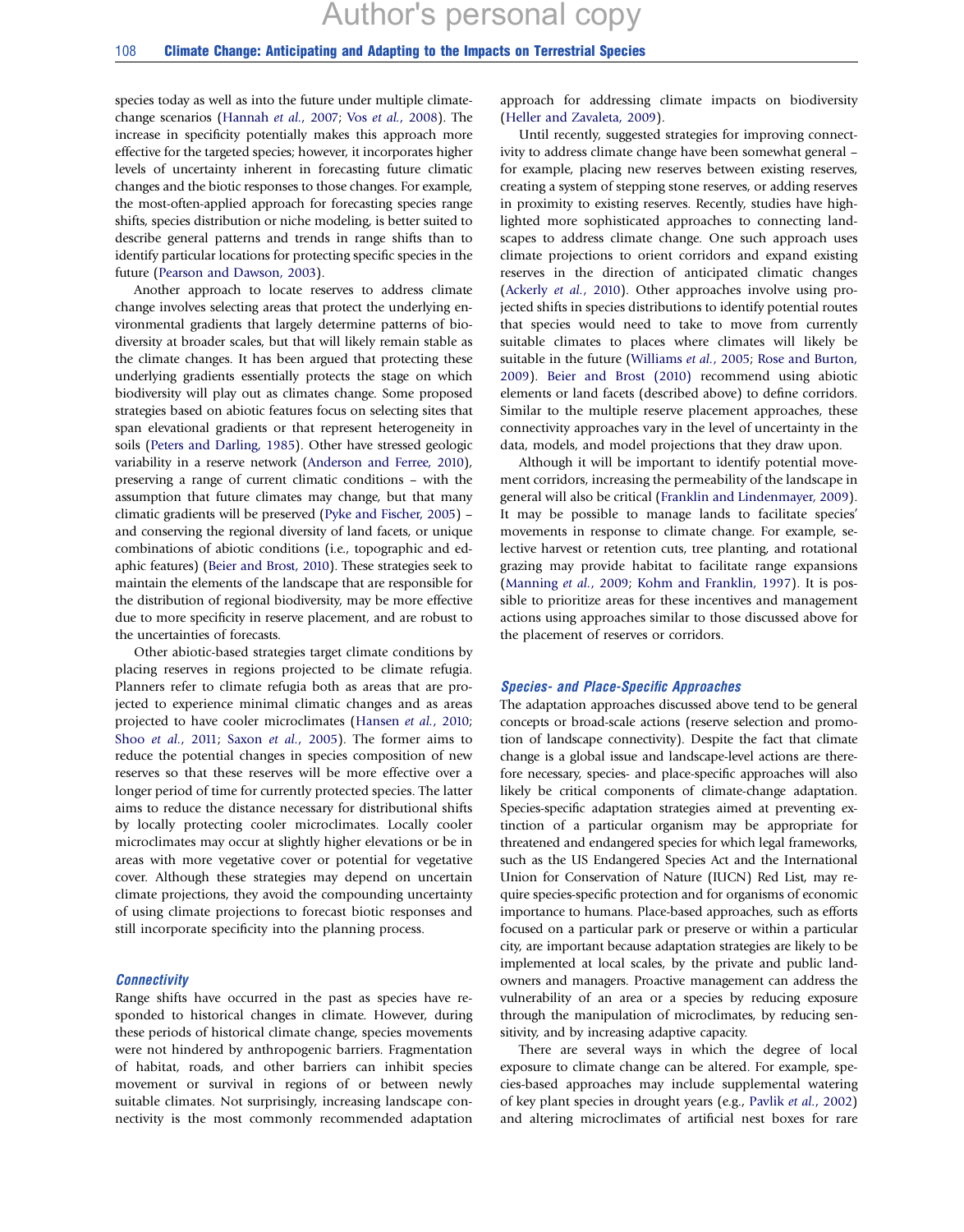species today as well as into the future under multiple climate-change scenarios (Hannah *et al.*, 2007; Vos *et al.*, 2008). The increase in specificity potentially makes this approach more effective for the targeted species; however, it incorporates higher levels of uncertainty inherent in forecasting future climatic changes and the biotic responses to those changes. For example, the most-often-applied approach for forecasting species range shifts, species distribution or niche modeling, is better suited to describe general patterns and trends in range shifts than to identify particular locations for protecting specific species in the future (Pearson and Dawson, 2003).

Another approach to locate reserves to address climate change involves selecting areas that protect the underlying environmental gradients that largely determine patterns of biodiversity at broader scales, but that will likely remain stable as the climate changes. It has been argued that protecting these underlying gradients essentially protects the stage on which biodiversity will play out as climates change. Some proposed strategies based on abiotic features focus on selecting sites that span elevational gradients or that represent heterogeneity in soils (Peters and Darling, 1985). Other have stressed geologic variability in a reserve network (Anderson and Ferree, 2010), preserving a range of current climatic conditions – with the assumption that future climates may change, but that many climatic gradients will be preserved (Pyke and Fischer, 2005) – and conserving the regional diversity of land facets, or unique combinations of abiotic conditions (i.e., topographic and edaphic features) (Beier and Brost, 2010). These strategies seek to maintain the elements of the landscape that are responsible for the distribution of regional biodiversity, may be more effective due to more specificity in reserve placement, and are robust to the uncertainties of forecasts.

Other abiotic-based strategies target climate conditions by placing reserves in regions projected to be climate refugia. Planners refer to climate refugia both as areas that are projected to experience minimal climatic changes and as areas projected to have cooler microclimates (Hansen *et al.*, 2010; Shoo *et al.*, 2011; Saxon *et al.*, 2005). The former aims to reduce the potential changes in species composition of new reserves so that these reserves will be more effective over a longer period of time for currently protected species. The latter aims to reduce the distance necessary for distributional shifts by locally protecting cooler microclimates. Locally cooler microclimates may occur at slightly higher elevations or be in areas with more vegetative cover or potential for vegetative cover. Although these strategies may depend on uncertain climate projections, they avoid the compounding uncertainty of using climate projections to forecast biotic responses and still incorporate specificity into the planning process.

### Connectivity

Range shifts have occurred in the past as species have responded to historical changes in climate. However, during these periods of historical climate change, species movements were not hindered by anthropogenic barriers. Fragmentation of habitat, roads, and other barriers can inhibit species movement or survival in regions of or between newly suitable climates. Not surprisingly, increasing landscape connectivity is the most commonly recommended adaptation approach for addressing climate impacts on biodiversity (Heller and Zavaleta, 2009).

Until recently, suggested strategies for improving connectivity to address climate change have been somewhat general – for example, placing new reserves between existing reserves, creating a system of stepping stone reserves, or adding reserves in proximity to existing reserves. Recently, studies have highlighted more sophisticated approaches to connecting landscapes to address climate change. One such approach uses climate projections to orient corridors and expand existing reserves in the direction of anticipated climatic changes (Ackerly *et al.*, 2010). Other approaches involve using projected shifts in species distributions to identify potential routes that species would need to take to move from currently suitable climates to places where climates will likely be suitable in the future (Williams *et al.*, 2005; Rose and Burton, 2009). Beier and Brost (2010) recommend using abiotic elements or land facets (described above) to define corridors. Similar to the multiple reserve placement approaches, these connectivity approaches vary in the level of uncertainty in the data, models, and model projections that they draw upon.

Although it will be important to identify potential movement corridors, increasing the permeability of the landscape in general will also be critical (Franklin and Lindenmayer, 2009). It may be possible to manage lands to facilitate species' movements in response to climate change. For example, selective harvest or retention cuts, tree planting, and rotational grazing may provide habitat to facilitate range expansions (Manning *et al.*, 2009; Kohm and Franklin, 1997). It is possible to prioritize areas for these incentives and management actions using approaches similar to those discussed above for the placement of reserves or corridors.

### Species- and Place-Specific Approaches

The adaptation approaches discussed above tend to be general concepts or broad-scale actions (reserve selection and promotion of landscape connectivity). Despite the fact that climate change is a global issue and landscape-level actions are therefore necessary, species- and place-specific approaches will also likely be critical components of climate-change adaptation. Species-specific adaptation strategies aimed at preventing extinction of a particular organism may be appropriate for threatened and endangered species for which legal frameworks, such as the US Endangered Species Act and the International Union for Conservation of Nature (IUCN) Red List, may require species-specific protection and for organisms of economic importance to humans. Place-based approaches, such as efforts focused on a particular park or preserve or within a particular city, are important because adaptation strategies are likely to be implemented at local scales, by the private and public landowners and managers. Proactive management can address the vulnerability of an area or a species by reducing exposure through the manipulation of microclimates, by reducing sensitivity, and by increasing adaptive capacity.

There are several ways in which the degree of local exposure to climate change can be altered. For example, species-based approaches may include supplemental watering of key plant species in drought years (e.g., Pavlik *et al.*, 2002) and altering microclimates of artificial nest boxes for rare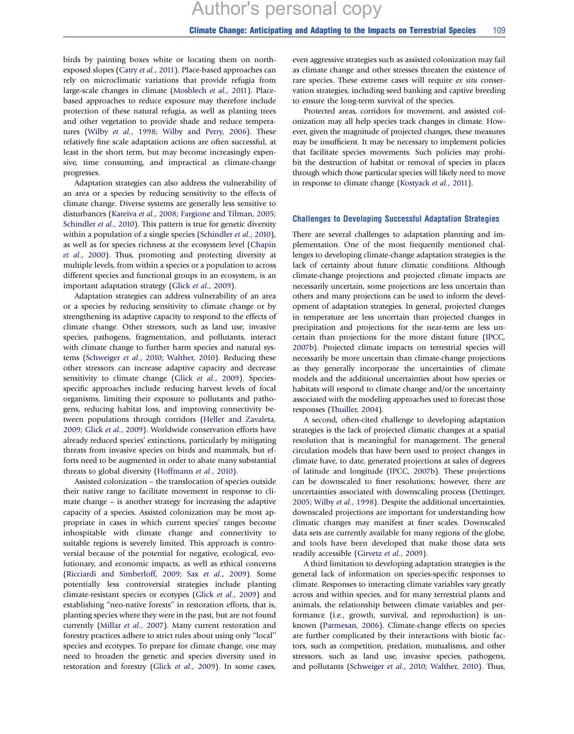birds by painting boxes white or locating them on north-exposed slopes (Catry *et al.*, 2011). Place-based approaches can rely on microclimatic variations that provide refugia from large-scale changes in climate (Mosblech *et al.*, 2011). Place-based approaches to reduce exposure may therefore include protection of these natural refugia, as well as planting trees and other vegetation to provide shade and reduce temperatures (Wilby *et al.*, 1998; Wilby and Perry, 2006). These relatively fine scale adaptation actions are often successful, at least in the short term, but may become increasingly expensive, time consuming, and impractical as climate-change progresses.

Adaptation strategies can also address the vulnerability of an area or a species by reducing sensitivity to the effects of climate change. Diverse systems are generally less sensitive to disturbances (Kareiva *et al.*, 2008; Fargione and Tilman, 2005; Schindler *et al.*, 2010). This pattern is true for genetic diversity within a population of a single species (Schindler *et al.*, 2010), as well as for species richness at the ecosystem level (Chapin *et al.*, 2000). Thus, promoting and protecting diversity at multiple levels, from within a species or a population to across different species and functional groups in an ecosystem, is an important adaptation strategy (Glick *et al.*, 2009).

Adaptation strategies can address vulnerability of an area or a species by reducing sensitivity to climate change or by strengthening its adaptive capacity to respond to the effects of climate change. Other stressors, such as land use, invasive species, pathogens, fragmentation, and pollutants, interact with climate change to further harm species and natural systems (Schweiger *et al.*, 2010; Walther, 2010). Reducing these other stressors can increase adaptive capacity and decrease sensitivity to climate change (Glick *et al.*, 2009). Species-specific approaches include reducing harvest levels of focal organisms, limiting their exposure to pollutants and pathogens, reducing habitat loss, and improving connectivity between populations through corridors (Heller and Zavaleta, 2009; Glick *et al.*, 2009). Worldwide conservation efforts have already reduced species' extinctions, particularly by mitigating threats from invasive species on birds and mammals, but efforts need to be augmented in order to abate many substantial threats to global diversity (Hoffmann *et al.*, 2010).

Assisted colonization – the translocation of species outside their native range to facilitate movement in response to climate change – is another strategy for increasing the adaptive capacity of a species. Assisted colonization may be most appropriate in cases in which current species' ranges become inhospitable with climate change and connectivity to suitable regions is severely limited. This approach is controversial because of the potential for negative, ecological, evolutionary, and economic impacts, as well as ethical concerns (Ricciardi and Simberloff, 2009; Sax *et al.*, 2009). Some potentially less controversial strategies include planting climate-resistant species or ecotypes (Glick *et al.*, 2009) and establishing "neo-native forests" in restoration efforts, that is, planting species where they were in the past, but are not found currently (Millar *et al.*, 2007). Many current restoration and forestry practices adhere to strict rules about using only "local" species and ecotypes. To prepare for climate change, one may need to broaden the genetic and species diversity used in restoration and forestry (Glick *et al.*, 2009). In some cases, even aggressive strategies such as assisted colonization may fail as climate change and other stresses threaten the existence of rare species. These extreme cases will require *ex situ* conservation strategies, including seed banking and captive breeding to ensure the long-term survival of the species.

Protected areas, corridors for movement, and assisted colonization may all help species track changes in climate. However, given the magnitude of projected changes, these measures may be insufficient. It may be necessary to implement policies that facilitate species movements. Such policies may prohibit the destruction of habitat or removal of species in places through which those particular species will likely need to move in response to climate change (Kostyack *et al.*, 2011).

## Challenges to Developing Successful Adaptation Strategies

There are several challenges to adaptation planning and implementation. One of the most frequently mentioned challenges to developing climate-change adaptation strategies is the lack of certainty about future climatic conditions. Although climate-change projections and projected climate impacts are necessarily uncertain, some projections are less uncertain than others and many projections can be used to inform the development of adaptation strategies. In general, projected changes in temperature are less uncertain than projected changes in precipitation and projections for the near-term are less uncertain than projections for the more distant future (IPCC, 2007b). Projected climate impacts on terrestrial species will necessarily be more uncertain than climate-change projections as they generally incorporate the uncertainties of climate models and the additional uncertainties about how species or habitats will respond to climate change and/or the uncertainty associated with the modeling approaches used to forecast those responses (Thuiller, 2004).

A second, often-cited challenge to developing adaptation strategies is the lack of projected climatic changes at a spatial resolution that is meaningful for management. The general circulation models that have been used to project changes in climate have, to date, generated projections at sales of degrees of latitude and longitude (IPCC, 2007b). These projections can be downscaled to finer resolutions; however, there are uncertainties associated with downscaling process (Dettinger, 2005; Wilby *et al.*, 1998). Despite the additional uncertainties, downscaled projections are important for understanding how climatic changes may manifest at finer scales. Downscaled data sets are currently available for many regions of the globe, and tools have been developed that make those data sets readily accessible (Girvetz *et al.*, 2009).

A third limitation to developing adaptation strategies is the general lack of information on species-specific responses to climate. Responses to interacting climate variables vary greatly across and within species, and for many terrestrial plants and animals, the relationship between climate variables and performance (i.e., growth, survival, and reproduction) is unknown (Parmesan, 2006). Climate-change effects on species are further complicated by their interactions with biotic factors, such as competition, predation, mutualisms, and other stressors, such as land use, invasive species, pathogens, and pollutants (Schweiger *et al.*, 2010; Walther, 2010). Thus,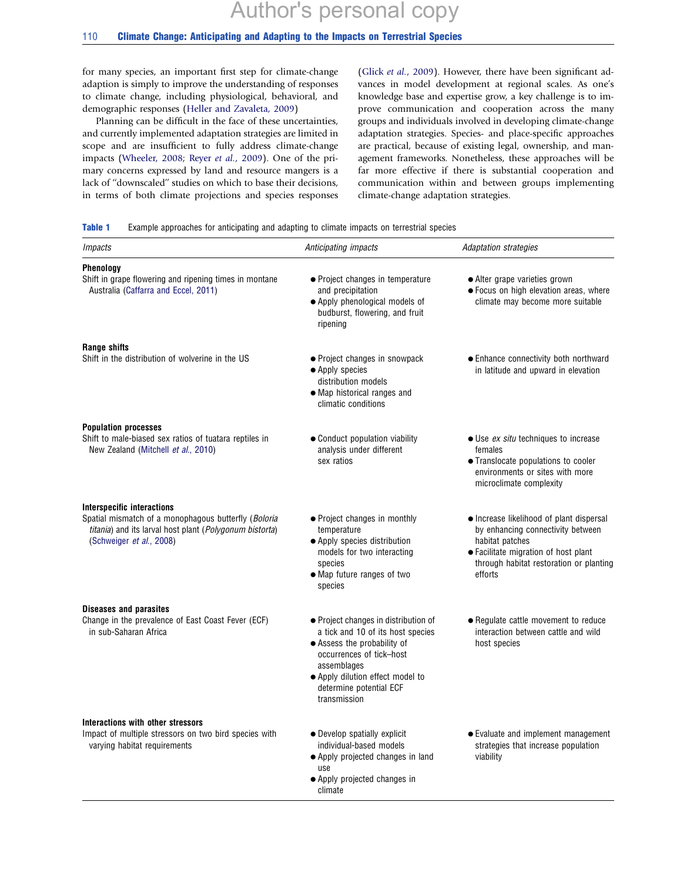for many species, an important first step for climate-change adaption is simply to improve the understanding of responses to climate change, including physiological, behavioral, and demographic responses (Heller and Zavaleta, 2009)

Planning can be difficult in the face of these uncertainties, and currently implemented adaptation strategies are limited in scope and are insufficient to fully address climate-change impacts (Wheeler, 2008; Reyer *et al.*, 2009). One of the primary concerns expressed by land and resource mangers is a lack of "downscaled" studies on which to base their decisions, in terms of both climate projections and species responses (Glick *et al.*, 2009). However, there have been significant advances in model development at regional scales. As one's knowledge base and expertise grow, a key challenge is to improve communication and cooperation across the many groups and individuals involved in developing climate-change adaptation strategies. Species- and place-specific approaches are practical, because of existing legal, ownership, and management frameworks. Nonetheless, these approaches will be far more effective if there is substantial cooperation and communication within and between groups implementing climate-change adaptation strategies.

**Table 1** Example approaches for anticipating and adapting to climate impacts on terrestrial species

| *Impacts* | *Anticipating impacts* | *Adaptation strategies* |
|---|---|---|
| **Phenology**<br>Shift in grape flowering and ripening times in montane Australia (Caffarra and Eccel, 2011) | • Project changes in temperature and precipitation<br>• Apply phenological models of budburst, flowering, and fruit ripening | • Alter grape varieties grown<br>• Focus on high elevation areas, where climate may become more suitable |
| **Range shifts**<br>Shift in the distribution of wolverine in the US | • Project changes in snowpack<br>• Apply species distribution models<br>• Map historical ranges and climatic conditions | • Enhance connectivity both northward in latitude and upward in elevation |
| **Population processes**<br>Shift to male-biased sex ratios of tuatara reptiles in New Zealand (Mitchell *et al.*, 2010) | • Conduct population viability analysis under different sex ratios | • Use *ex situ* techniques to increase females<br>• Translocate populations to cooler environments or sites with more microclimate complexity |
| **Interspecific interactions**<br>Spatial mismatch of a monophagous butterfly (*Boloria titania*) and its larval host plant (*Polygonum bistorta*) (Schweiger *et al.*, 2008) | • Project changes in monthly temperature<br>• Apply species distribution models for two interacting species<br>• Map future ranges of two species | • Increase likelihood of plant dispersal by enhancing connectivity between habitat patches<br>• Facilitate migration of host plant through habitat restoration or planting efforts |
| **Diseases and parasites**<br>Change in the prevalence of East Coast Fever (ECF) in sub-Saharan Africa | • Project changes in distribution of a tick and 10 of its host species<br>• Assess the probability of occurrences of tick–host assemblages<br>• Apply dilution effect model to determine potential ECF transmission | • Regulate cattle movement to reduce interaction between cattle and wild host species |
| **Interactions with other stressors**<br>Impact of multiple stressors on two bird species with varying habitat requirements | • Develop spatially explicit individual-based models<br>• Apply projected changes in land use<br>• Apply projected changes in climate | • Evaluate and implement management strategies that increase population viability |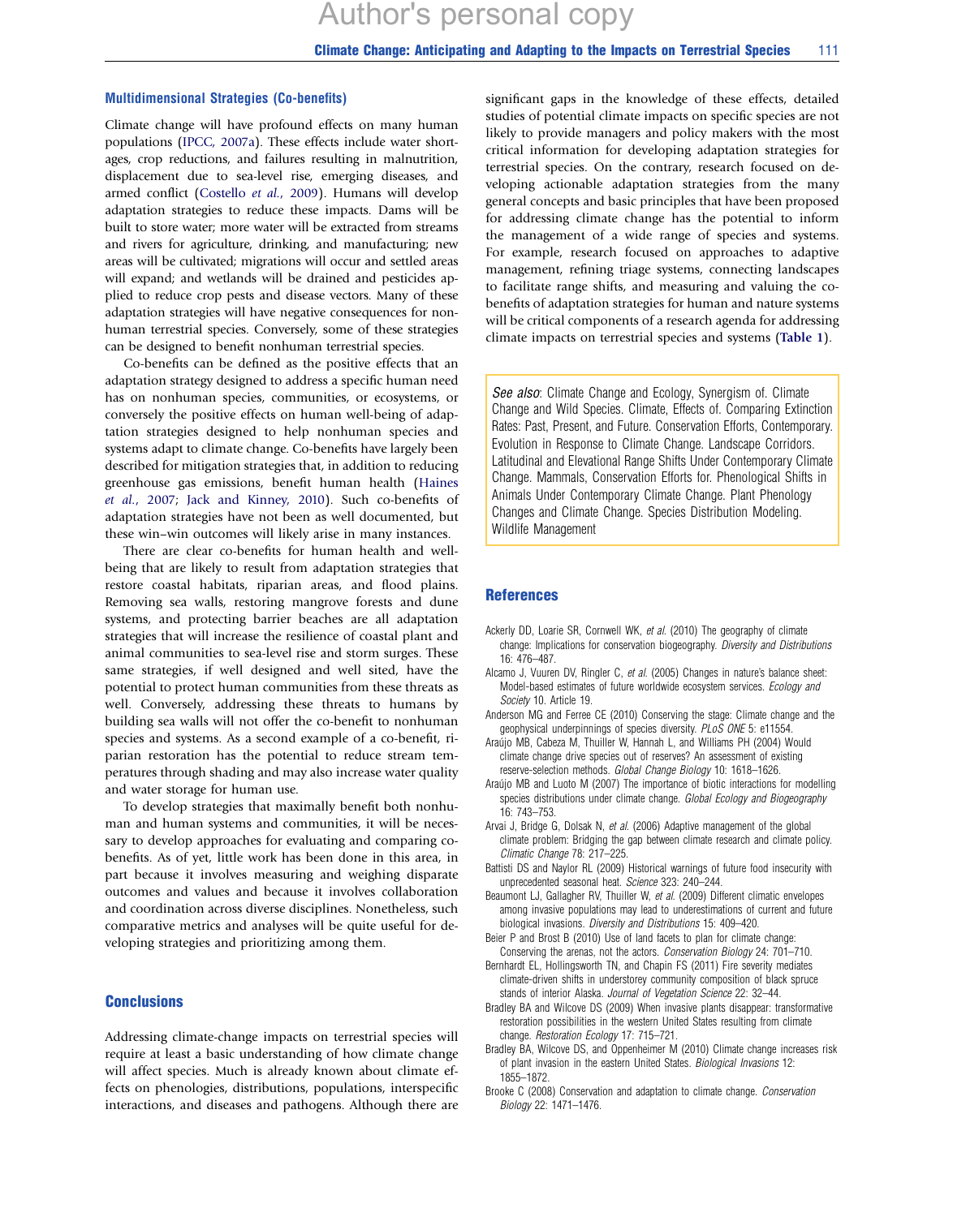### Multidimensional Strategies (Co-benefits)

Climate change will have profound effects on many human populations (IPCC, 2007a). These effects include water shortages, crop reductions, and failures resulting in malnutrition, displacement due to sea-level rise, emerging diseases, and armed conflict (Costello *et al.*, 2009). Humans will develop adaptation strategies to reduce these impacts. Dams will be built to store water; more water will be extracted from streams and rivers for agriculture, drinking, and manufacturing; new areas will be cultivated; migrations will occur and settled areas will expand; and wetlands will be drained and pesticides applied to reduce crop pests and disease vectors. Many of these adaptation strategies will have negative consequences for nonhuman terrestrial species. Conversely, some of these strategies can be designed to benefit nonhuman terrestrial species.

Co-benefits can be defined as the positive effects that an adaptation strategy designed to address a specific human need has on nonhuman species, communities, or ecosystems, or conversely the positive effects on human well-being of adaptation strategies designed to help nonhuman species and systems adapt to climate change. Co-benefits have largely been described for mitigation strategies that, in addition to reducing greenhouse gas emissions, benefit human health (Haines *et al.*, 2007; Jack and Kinney, 2010). Such co-benefits of adaptation strategies have not been as well documented, but these win–win outcomes will likely arise in many instances.

There are clear co-benefits for human health and well-being that are likely to result from adaptation strategies that restore coastal habitats, riparian areas, and flood plains. Removing sea walls, restoring mangrove forests and dune systems, and protecting barrier beaches are all adaptation strategies that will increase the resilience of coastal plant and animal communities to sea-level rise and storm surges. These same strategies, if well designed and well sited, have the potential to protect human communities from these threats as well. Conversely, addressing these threats to humans by building sea walls will not offer the co-benefit to nonhuman species and systems. As a second example of a co-benefit, riparian restoration has the potential to reduce stream temperatures through shading and may also increase water quality and water storage for human use.

To develop strategies that maximally benefit both nonhuman and human systems and communities, it will be necessary to develop approaches for evaluating and comparing co-benefits. As of yet, little work has been done in this area, in part because it involves measuring and weighing disparate outcomes and values and because it involves collaboration and coordination across diverse disciplines. Nonetheless, such comparative metrics and analyses will be quite useful for developing strategies and prioritizing among them.

## Conclusions

Addressing climate-change impacts on terrestrial species will require at least a basic understanding of how climate change will affect species. Much is already known about climate effects on phenologies, distributions, populations, interspecific interactions, and diseases and pathogens. Although there are significant gaps in the knowledge of these effects, detailed studies of potential climate impacts on specific species are not likely to provide managers and policy makers with the most critical information for developing adaptation strategies for terrestrial species. On the contrary, research focused on developing actionable adaptation strategies from the many general concepts and basic principles that have been proposed for addressing climate change has the potential to inform the management of a wide range of species and systems. For example, research focused on approaches to adaptive management, refining triage systems, connecting landscapes to facilitate range shifts, and measuring and valuing the co-benefits of adaptation strategies for human and nature systems will be critical components of a research agenda for addressing climate impacts on terrestrial species and systems (Table 1).

*See also*: Climate Change and Ecology, Synergism of. Climate Change and Wild Species. Climate, Effects of. Comparing Extinction Rates: Past, Present, and Future. Conservation Efforts, Contemporary. Evolution in Response to Climate Change. Landscape Corridors. Latitudinal and Elevational Range Shifts Under Contemporary Climate Change. Mammals, Conservation Efforts for. Phenological Shifts in Animals Under Contemporary Climate Change. Plant Phenology Changes and Climate Change. Species Distribution Modeling. Wildlife Management

## References

Ackerly DD, Loarie SR, Cornwell WK, *et al.* (2010) The geography of climate change: Implications for conservation biogeography. *Diversity and Distributions* 16: 476–487.

Alcamo J, Vuuren DV, Ringler C, *et al.* (2005) Changes in nature's balance sheet: Model-based estimates of future worldwide ecosystem services. *Ecology and Society* 10. Article 19.

Anderson MG and Ferree CE (2010) Conserving the stage: Climate change and the geophysical underpinnings of species diversity. *PLoS ONE* 5: e11554.

Araújo MB, Cabeza M, Thuiller W, Hannah L, and Williams PH (2004) Would climate change drive species out of reserves? An assessment of existing reserve-selection methods. *Global Change Biology* 10: 1618–1626.

Araújo MB and Luoto M (2007) The importance of biotic interactions for modelling species distributions under climate change. *Global Ecology and Biogeography* 16: 743–753.

Arvai J, Bridge G, Dolsak N, *et al.* (2006) Adaptive management of the global climate problem: Bridging the gap between climate research and climate policy. *Climatic Change* 78: 217–225.

Battisti DS and Naylor RL (2009) Historical warnings of future food insecurity with unprecedented seasonal heat. *Science* 323: 240–244.

Beaumont LJ, Gallagher RV, Thuiller W, *et al.* (2009) Different climatic envelopes among invasive populations may lead to underestimations of current and future biological invasions. *Diversity and Distributions* 15: 409–420.

Beier P and Brost B (2010) Use of land facets to plan for climate change: Conserving the arenas, not the actors. *Conservation Biology* 24: 701–710.

Bernhardt EL, Hollingsworth TN, and Chapin FS (2011) Fire severity mediates climate-driven shifts in understorey community composition of black spruce stands of interior Alaska. *Journal of Vegetation Science* 22: 32–44.

Bradley BA and Wilcove DS (2009) When invasive plants disappear: transformative restoration possibilities in the western United States resulting from climate change. *Restoration Ecology* 17: 715–721.

Bradley BA, Wilcove DS, and Oppenheimer M (2010) Climate change increases risk of plant invasion in the eastern United States. *Biological Invasions* 12: 1855–1872.

Brooke C (2008) Conservation and adaptation to climate change. *Conservation Biology* 22: 1471–1476.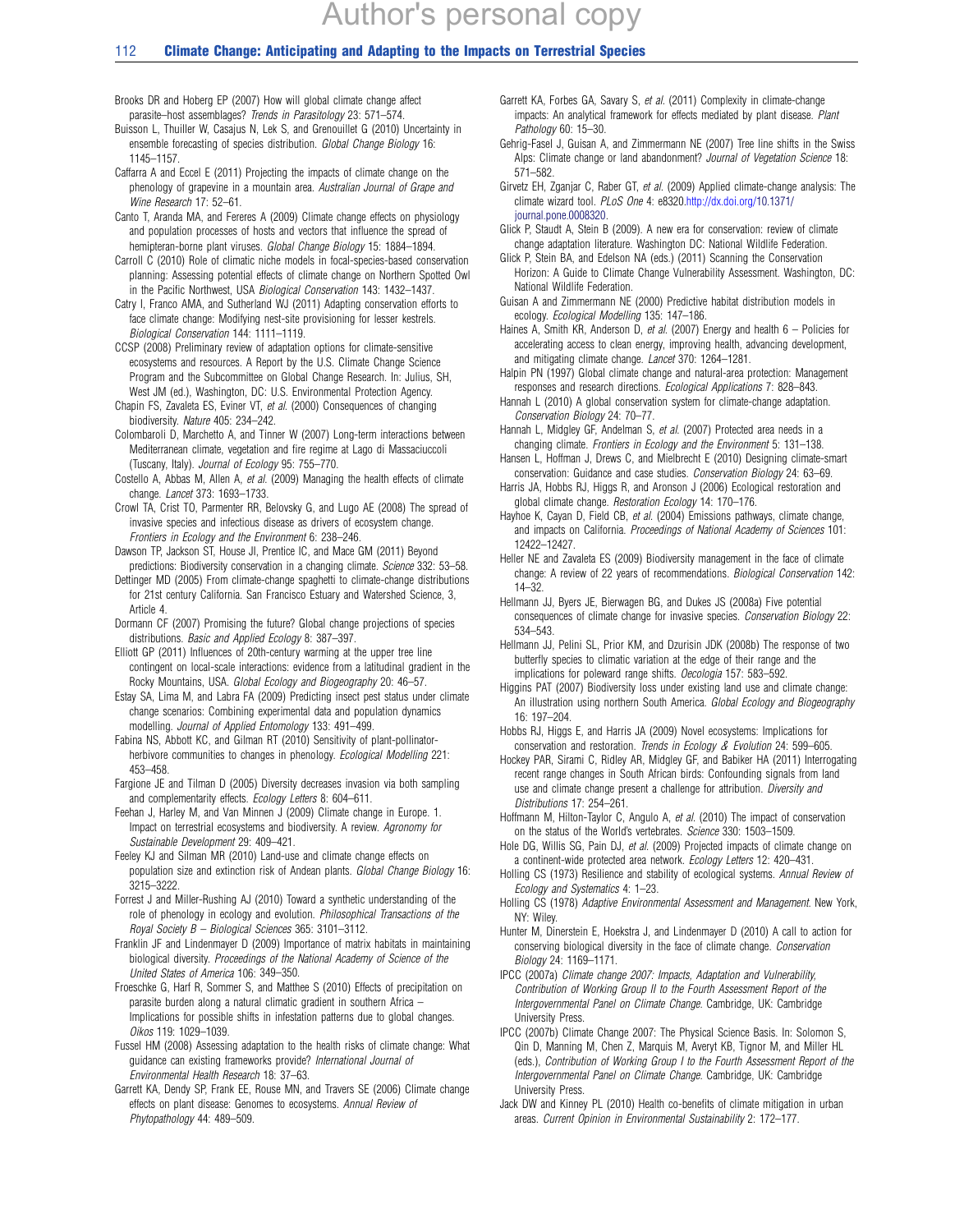Brooks DR and Hoberg EP (2007) How will global climate change affect parasite–host assemblages? *Trends in Parasitology* 23: 571–574.

Buisson L, Thuiller W, Casajus N, Lek S, and Grenouillet G (2010) Uncertainty in ensemble forecasting of species distribution. *Global Change Biology* 16: 1145–1157.

Caffarra A and Eccel E (2011) Projecting the impacts of climate change on the phenology of grapevine in a mountain area. *Australian Journal of Grape and Wine Research* 17: 52–61.

Canto T, Aranda MA, and Fereres A (2009) Climate change effects on physiology and population processes of hosts and vectors that influence the spread of hemipteran-borne plant viruses. *Global Change Biology* 15: 1884–1894.

Carroll C (2010) Role of climatic niche models in focal-species-based conservation planning: Assessing potential effects of climate change on Northern Spotted Owl in the Pacific Northwest, USA *Biological Conservation* 143: 1432–1437.

Catry I, Franco AMA, and Sutherland WJ (2011) Adapting conservation efforts to face climate change: Modifying nest-site provisioning for lesser kestrels. *Biological Conservation* 144: 1111–1119.

CCSP (2008) Preliminary review of adaptation options for climate-sensitive ecosystems and resources. A Report by the U.S. Climate Change Science Program and the Subcommittee on Global Change Research. In: Julius, SH, West JM (ed.), Washington, DC: U.S. Environmental Protection Agency.

Chapin FS, Zavaleta ES, Eviner VT, *et al.* (2000) Consequences of changing biodiversity. *Nature* 405: 234–242.

Colombaroli D, Marchetto A, and Tinner W (2007) Long-term interactions between Mediterranean climate, vegetation and fire regime at Lago di Massaciuccoli (Tuscany, Italy). *Journal of Ecology* 95: 755–770.

Costello A, Abbas M, Allen A, *et al.* (2009) Managing the health effects of climate change. *Lancet* 373: 1693–1733.

Crowl TA, Crist TO, Parmenter RR, Belovsky G, and Lugo AE (2008) The spread of invasive species and infectious disease as drivers of ecosystem change. *Frontiers in Ecology and the Environment* 6: 238–246.

Dawson TP, Jackson ST, House JI, Prentice IC, and Mace GM (2011) Beyond predictions: Biodiversity conservation in a changing climate. *Science* 332: 53–58.

Dettinger MD (2005) From climate-change spaghetti to climate-change distributions for 21st century California. San Francisco Estuary and Watershed Science, 3, Article 4.

Dormann CF (2007) Promising the future? Global change projections of species distributions. *Basic and Applied Ecology* 8: 387–397.

Elliott GP (2011) Influences of 20th-century warming at the upper tree line contingent on local-scale interactions: evidence from a latitudinal gradient in the Rocky Mountains, USA. *Global Ecology and Biogeography* 20: 46–57.

Estay SA, Lima M, and Labra FA (2009) Predicting insect pest status under climate change scenarios: Combining experimental data and population dynamics modelling. *Journal of Applied Entomology* 133: 491–499.

Fabina NS, Abbott KC, and Gilman RT (2010) Sensitivity of plant-pollinator-herbivore communities to changes in phenology. *Ecological Modelling* 221: 453–458.

Fargione JE and Tilman D (2005) Diversity decreases invasion via both sampling and complementarity effects. *Ecology Letters* 8: 604–611.

Feehan J, Harley M, and Van Minnen J (2009) Climate change in Europe. 1. Impact on terrestrial ecosystems and biodiversity. A review. *Agronomy for Sustainable Development* 29: 409–421.

Feeley KJ and Silman MR (2010) Land-use and climate change effects on population size and extinction risk of Andean plants. *Global Change Biology* 16: 3215–3222.

Forrest J and Miller-Rushing AJ (2010) Toward a synthetic understanding of the role of phenology in ecology and evolution. *Philosophical Transactions of the Royal Society B – Biological Sciences* 365: 3101–3112.

Franklin JF and Lindenmayer D (2009) Importance of matrix habitats in maintaining biological diversity. *Proceedings of the National Academy of Science of the United States of America* 106: 349–350.

Froeschke G, Harf R, Sommer S, and Matthee S (2010) Effects of precipitation on parasite burden along a natural climatic gradient in southern Africa – Implications for possible shifts in infestation patterns due to global changes. *Oikos* 119: 1029–1039.

Fussel HM (2008) Assessing adaptation to the health risks of climate change: What guidance can existing frameworks provide? *International Journal of Environmental Health Research* 18: 37–63.

Garrett KA, Dendy SP, Frank EE, Rouse MN, and Travers SE (2006) Climate change effects on plant disease: Genomes to ecosystems. *Annual Review of Phytopathology* 44: 489–509.

Garrett KA, Forbes GA, Savary S, *et al.* (2011) Complexity in climate-change impacts: An analytical framework for effects mediated by plant disease. *Plant Pathology* 60: 15–30.

Gehrig-Fasel J, Guisan A, and Zimmermann NE (2007) Tree line shifts in the Swiss Alps: Climate change or land abandonment? *Journal of Vegetation Science* 18: 571–582.

Girvetz EH, Zganjar C, Raber GT, *et al.* (2009) Applied climate-change analysis: The climate wizard tool. *PLoS One* 4: e8320.http://dx.doi.org/10.1371/journal.pone.0008320.

Glick P, Staudt A, Stein B (2009). A new era for conservation: review of climate change adaptation literature. Washington DC: National Wildlife Federation.

Glick P, Stein BA, and Edelson NA (eds.) (2011) Scanning the Conservation Horizon: A Guide to Climate Change Vulnerability Assessment. Washington, DC: National Wildlife Federation.

Guisan A and Zimmermann NE (2000) Predictive habitat distribution models in ecology. *Ecological Modelling* 135: 147–186.

Haines A, Smith KR, Anderson D, *et al.* (2007) Energy and health 6 – Policies for accelerating access to clean energy, improving health, advancing development, and mitigating climate change. *Lancet* 370: 1264–1281.

Halpin PN (1997) Global climate change and natural-area protection: Management responses and research directions. *Ecological Applications* 7: 828–843.

Hannah L (2010) A global conservation system for climate-change adaptation. *Conservation Biology* 24: 70–77.

Hannah L, Midgley GF, Andelman S, *et al.* (2007) Protected area needs in a changing climate. *Frontiers in Ecology and the Environment* 5: 131–138.

Hansen L, Hoffman J, Drews C, and Mielbrecht E (2010) Designing climate-smart conservation: Guidance and case studies. *Conservation Biology* 24: 63–69.

Harris JA, Hobbs RJ, Higgs R, and Aronson J (2006) Ecological restoration and global climate change. *Restoration Ecology* 14: 170–176.

Hayhoe K, Cayan D, Field CB, *et al.* (2004) Emissions pathways, climate change, and impacts on California. *Proceedings of National Academy of Sciences* 101: 12422–12427.

Heller NE and Zavaleta ES (2009) Biodiversity management in the face of climate change: A review of 22 years of recommendations. *Biological Conservation* 142: 14–32.

Hellmann JJ, Byers JE, Bierwagen BG, and Dukes JS (2008a) Five potential consequences of climate change for invasive species. *Conservation Biology* 22: 534–543.

Hellmann JJ, Pelini SL, Prior KM, and Dzurisin JDK (2008b) The response of two butterfly species to climatic variation at the edge of their range and the implications for poleward range shifts. *Oecologia* 157: 583–592.

Higgins PAT (2007) Biodiversity loss under existing land use and climate change: An illustration using northern South America. *Global Ecology and Biogeography* 16: 197–204.

Hobbs RJ, Higgs E, and Harris JA (2009) Novel ecosystems: Implications for conservation and restoration. *Trends in Ecology & Evolution* 24: 599–605.

Hockey PAR, Sirami C, Ridley AR, Midgley GF, and Babiker HA (2011) Interrogating recent range changes in South African birds: Confounding signals from land use and climate change present a challenge for attribution. *Diversity and Distributions* 17: 254–261.

Hoffmann M, Hilton-Taylor C, Angulo A, *et al.* (2010) The impact of conservation on the status of the World's vertebrates. *Science* 330: 1503–1509.

Hole DG, Willis SG, Pain DJ, *et al.* (2009) Projected impacts of climate change on a continent-wide protected area network. *Ecology Letters* 12: 420–431.

Holling CS (1973) Resilience and stability of ecological systems. *Annual Review of Ecology and Systematics* 4: 1–23.

Holling CS (1978) *Adaptive Environmental Assessment and Management*. New York, NY: Wiley.

Hunter M, Dinerstein E, Hoekstra J, and Lindenmayer D (2010) A call to action for conserving biological diversity in the face of climate change. *Conservation Biology* 24: 1169–1171.

IPCC (2007a) *Climate change 2007: Impacts, Adaptation and Vulnerability, Contribution of Working Group II to the Fourth Assessment Report of the Intergovernmental Panel on Climate Change*. Cambridge, UK: Cambridge University Press.

IPCC (2007b) Climate Change 2007: The Physical Science Basis. In: Solomon S, Qin D, Manning M, Chen Z, Marquis M, Averyt KB, Tignor M, and Miller HL (eds.), *Contribution of Working Group I to the Fourth Assessment Report of the Intergovernmental Panel on Climate Change*. Cambridge, UK: Cambridge University Press.

Jack DW and Kinney PL (2010) Health co-benefits of climate mitigation in urban areas. *Current Opinion in Environmental Sustainability* 2: 172–177.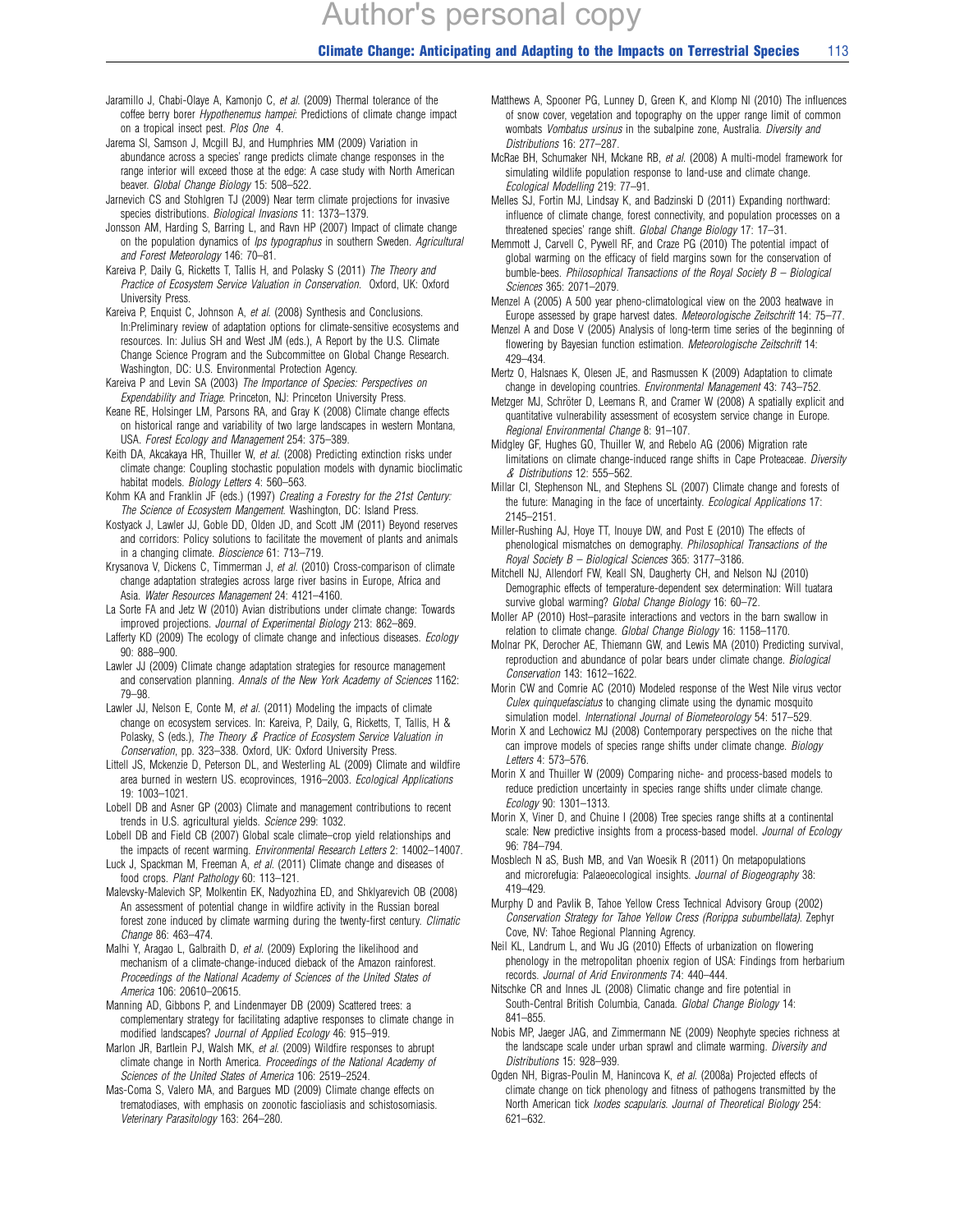Jaramillo J, Chabi-Olaye A, Kamonjo C, *et al.* (2009) Thermal tolerance of the coffee berry borer *Hypothenemus hampei*: Predictions of climate change impact on a tropical insect pest. *Plos One* 4.

Jarema SI, Samson J, Mcgill BJ, and Humphries MM (2009) Variation in abundance across a species' range predicts climate change responses in the range interior will exceed those at the edge: A case study with North American beaver. *Global Change Biology* 15: 508–522.

Jarnevich CS and Stohlgren TJ (2009) Near term climate projections for invasive species distributions. *Biological Invasions* 11: 1373–1379.

Jonsson AM, Harding S, Barring L, and Ravn HP (2007) Impact of climate change on the population dynamics of *Ips typographus* in southern Sweden. *Agricultural and Forest Meteorology* 146: 70–81.

Kareiva P, Daily G, Ricketts T, Tallis H, and Polasky S (2011) *The Theory and Practice of Ecosystem Service Valuation in Conservation*. Oxford, UK: Oxford University Press.

Kareiva P, Enquist C, Johnson A, *et al.* (2008) Synthesis and Conclusions. In:Preliminary review of adaptation options for climate-sensitive ecosystems and resources. In: Julius SH and West JM (eds.), A Report by the U.S. Climate Change Science Program and the Subcommittee on Global Change Research. Washington, DC: U.S. Environmental Protection Agency.

Kareiva P and Levin SA (2003) *The Importance of Species: Perspectives on Expendability and Triage*. Princeton, NJ: Princeton University Press.

Keane RE, Holsinger LM, Parsons RA, and Gray K (2008) Climate change effects on historical range and variability of two large landscapes in western Montana, USA. *Forest Ecology and Management* 254: 375–389.

Keith DA, Akcakaya HR, Thuiller W, *et al.* (2008) Predicting extinction risks under climate change: Coupling stochastic population models with dynamic bioclimatic habitat models. *Biology Letters* 4: 560–563.

Kohm KA and Franklin JF (eds.) (1997) *Creating a Forestry for the 21st Century: The Science of Ecosystem Mangement*. Washington, DC: Island Press.

Kostyack J, Lawler JJ, Goble DD, Olden JD, and Scott JM (2011) Beyond reserves and corridors: Policy solutions to facilitate the movement of plants and animals in a changing climate. *Bioscience* 61: 713–719.

Krysanova V, Dickens C, Timmerman J, *et al.* (2010) Cross-comparison of climate change adaptation strategies across large river basins in Europe, Africa and Asia. *Water Resources Management* 24: 4121–4160.

La Sorte FA and Jetz W (2010) Avian distributions under climate change: Towards improved projections. *Journal of Experimental Biology* 213: 862–869.

Lafferty KD (2009) The ecology of climate change and infectious diseases. *Ecology* 90: 888–900.

Lawler JJ (2009) Climate change adaptation strategies for resource management and conservation planning. *Annals of the New York Academy of Sciences* 1162: 79–98.

Lawler JJ, Nelson E, Conte M, *et al.* (2011) Modeling the impacts of climate change on ecosystem services. In: Kareiva, P, Daily, G, Ricketts, T, Tallis, H & Polasky, S (eds.), *The Theory & Practice of Ecosystem Service Valuation in Conservation*, pp. 323–338. Oxford, UK: Oxford University Press.

Littell JS, Mckenzie D, Peterson DL, and Westerling AL (2009) Climate and wildfire area burned in western US. ecoprovinces, 1916–2003. *Ecological Applications* 19: 1003–1021.

Lobell DB and Asner GP (2003) Climate and management contributions to recent trends in U.S. agricultural yields. *Science* 299: 1032.

Lobell DB and Field CB (2007) Global scale climate–crop yield relationships and the impacts of recent warming. *Environmental Research Letters* 2: 14002–14007.

Luck J, Spackman M, Freeman A, *et al.* (2011) Climate change and diseases of food crops. *Plant Pathology* 60: 113–121.

Malevsky-Malevich SP, Molkentin EK, Nadyozhina ED, and Shklyarevich OB (2008) An assessment of potential change in wildfire activity in the Russian boreal forest zone induced by climate warming during the twenty-first century. *Climatic Change* 86: 463–474.

Malhi Y, Aragao L, Galbraith D, *et al.* (2009) Exploring the likelihood and mechanism of a climate-change-induced dieback of the Amazon rainforest. *Proceedings of the National Academy of Sciences of the United States of America* 106: 20610–20615.

Manning AD, Gibbons P, and Lindenmayer DB (2009) Scattered trees: a complementary strategy for facilitating adaptive responses to climate change in modified landscapes? *Journal of Applied Ecology* 46: 915–919.

Marlon JR, Bartlein PJ, Walsh MK, *et al.* (2009) Wildfire responses to abrupt climate change in North America. *Proceedings of the National Academy of Sciences of the United States of America* 106: 2519–2524.

Mas-Coma S, Valero MA, and Bargues MD (2009) Climate change effects on trematodiases, with emphasis on zoonotic fascioliasis and schistosomiasis. *Veterinary Parasitology* 163: 264–280.

Matthews A, Spooner PG, Lunney D, Green K, and Klomp NI (2010) The influences of snow cover, vegetation and topography on the upper range limit of common wombats *Vombatus ursinus* in the subalpine zone, Australia. *Diversity and Distributions* 16: 277–287.

McRae BH, Schumaker NH, Mckane RB, *et al.* (2008) A multi-model framework for simulating wildlife population response to land-use and climate change. *Ecological Modelling* 219: 77–91.

Melles SJ, Fortin MJ, Lindsay K, and Badzinski D (2011) Expanding northward: influence of climate change, forest connectivity, and population processes on a threatened species' range shift. *Global Change Biology* 17: 17–31.

Memmott J, Carvell C, Pywell RF, and Craze PG (2010) The potential impact of global warming on the efficacy of field margins sown for the conservation of bumble-bees. *Philosophical Transactions of the Royal Society B – Biological Sciences* 365: 2071–2079.

Menzel A (2005) A 500 year pheno-climatological view on the 2003 heatwave in Europe assessed by grape harvest dates. *Meteorologische Zeitschrift* 14: 75–77.

Menzel A and Dose V (2005) Analysis of long-term time series of the beginning of flowering by Bayesian function estimation. *Meteorologische Zeitschrift* 14: 429–434.

Mertz O, Halsnaes K, Olesen JE, and Rasmussen K (2009) Adaptation to climate change in developing countries. *Environmental Management* 43: 743–752.

Metzger MJ, Schröter D, Leemans R, and Cramer W (2008) A spatially explicit and quantitative vulnerability assessment of ecosystem service change in Europe. *Regional Environmental Change* 8: 91–107.

Midgley GF, Hughes GO, Thuiller W, and Rebelo AG (2006) Migration rate limitations on climate change-induced range shifts in Cape Proteaceae. *Diversity & Distributions* 12: 555–562.

Millar CI, Stephenson NL, and Stephens SL (2007) Climate change and forests of the future: Managing in the face of uncertainty. *Ecological Applications* 17: 2145–2151.

Miller-Rushing AJ, Hoye TT, Inouye DW, and Post E (2010) The effects of phenological mismatches on demography. *Philosophical Transactions of the Royal Society B – Biological Sciences* 365: 3177–3186.

Mitchell NJ, Allendorf FW, Keall SN, Daugherty CH, and Nelson NJ (2010) Demographic effects of temperature-dependent sex determination: Will tuatara survive global warming? *Global Change Biology* 16: 60–72.

Moller AP (2010) Host–parasite interactions and vectors in the barn swallow in relation to climate change. *Global Change Biology* 16: 1158–1170.

Molnar PK, Derocher AE, Thiemann GW, and Lewis MA (2010) Predicting survival, reproduction and abundance of polar bears under climate change. *Biological Conservation* 143: 1612–1622.

Morin CW and Comrie AC (2010) Modeled response of the West Nile virus vector *Culex quinquefasciatus* to changing climate using the dynamic mosquito simulation model. *International Journal of Biometeorology* 54: 517–529.

Morin X and Lechowicz MJ (2008) Contemporary perspectives on the niche that can improve models of species range shifts under climate change. *Biology Letters* 4: 573–576.

Morin X and Thuiller W (2009) Comparing niche- and process-based models to reduce prediction uncertainty in species range shifts under climate change. *Ecology* 90: 1301–1313.

Morin X, Viner D, and Chuine I (2008) Tree species range shifts at a continental scale: New predictive insights from a process-based model. *Journal of Ecology* 96: 784–794.

Mosblech N aS, Bush MB, and Van Woesik R (2011) On metapopulations and microrefugia: Palaeoecological insights. *Journal of Biogeography* 38: 419–429.

Murphy D and Pavlik B, Tahoe Yellow Cress Technical Advisory Group (2002) *Conservation Strategy for Tahoe Yellow Cress (Rorippa subumbellata).* Zephyr Cove, NV: Tahoe Regional Planning Agency.

Neil KL, Landrum L, and Wu JG (2010) Effects of urbanization on flowering phenology in the metropolitan phoenix region of USA: Findings from herbarium records. *Journal of Arid Environments* 74: 440–444.

Nitschke CR and Innes JL (2008) Climatic change and fire potential in South-Central British Columbia, Canada. *Global Change Biology* 14: 841–855.

Nobis MP, Jaeger JAG, and Zimmermann NE (2009) Neophyte species richness at the landscape scale under urban sprawl and climate warming. *Diversity and Distributions* 15: 928–939.

Ogden NH, Bigras-Poulin M, Hanincova K, *et al.* (2008a) Projected effects of climate change on tick phenology and fitness of pathogens transmitted by the North American tick *Ixodes scapularis*. *Journal of Theoretical Biology* 254: 621–632.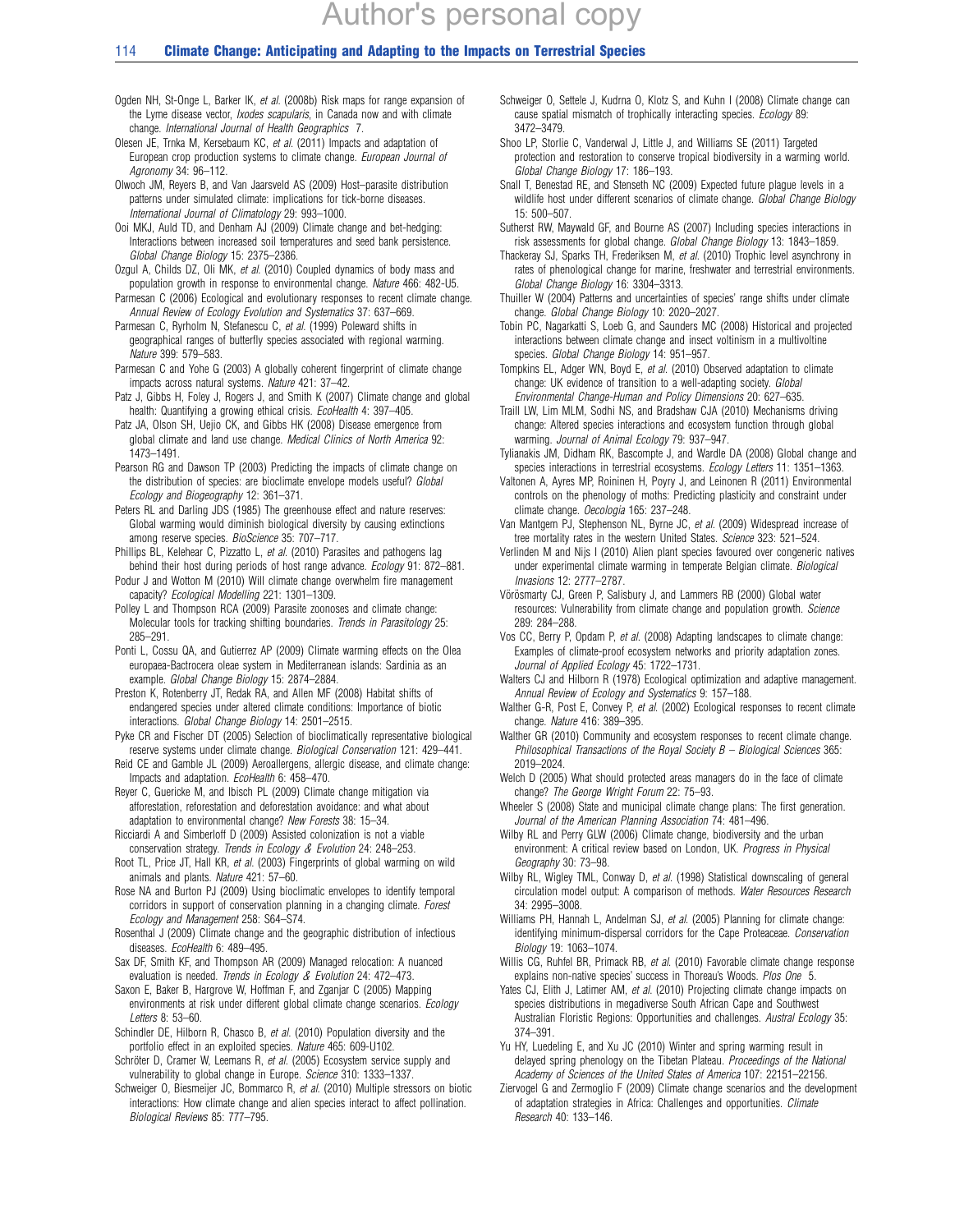Ogden NH, St-Onge L, Barker IK, *et al.* (2008b) Risk maps for range expansion of the Lyme disease vector, *Ixodes scapularis*, in Canada now and with climate change. *International Journal of Health Geographics* 7.

Olesen JE, Trnka M, Kersebaum KC, *et al.* (2011) Impacts and adaptation of European crop production systems to climate change. *European Journal of Agronomy* 34: 96–112.

Olwoch JM, Reyers B, and Van Jaarsveld AS (2009) Host–parasite distribution patterns under simulated climate: implications for tick-borne diseases. *International Journal of Climatology* 29: 993–1000.

Ooi MKJ, Auld TD, and Denham AJ (2009) Climate change and bet-hedging: Interactions between increased soil temperatures and seed bank persistence. *Global Change Biology* 15: 2375–2386.

Ozgul A, Childs DZ, Oli MK, *et al.* (2010) Coupled dynamics of body mass and population growth in response to environmental change. *Nature* 466: 482-U5.

Parmesan C (2006) Ecological and evolutionary responses to recent climate change. *Annual Review of Ecology Evolution and Systematics* 37: 637–669.

Parmesan C, Ryrholm N, Stefanescu C, *et al.* (1999) Poleward shifts in geographical ranges of butterfly species associated with regional warming. *Nature* 399: 579–583.

Parmesan C and Yohe G (2003) A globally coherent fingerprint of climate change impacts across natural systems. *Nature* 421: 37–42.

Patz J, Gibbs H, Foley J, Rogers J, and Smith K (2007) Climate change and global health: Quantifying a growing ethical crisis. *EcoHealth* 4: 397–405.

Patz JA, Olson SH, Uejio CK, and Gibbs HK (2008) Disease emergence from global climate and land use change. *Medical Clinics of North America* 92: 1473–1491.

Pearson RG and Dawson TP (2003) Predicting the impacts of climate change on the distribution of species: are bioclimate envelope models useful? *Global Ecology and Biogeography* 12: 361–371.

Peters RL and Darling JDS (1985) The greenhouse effect and nature reserves: Global warming would diminish biological diversity by causing extinctions among reserve species. *BioScience* 35: 707–717.

Phillips BL, Kelehear C, Pizzatto L, *et al.* (2010) Parasites and pathogens lag behind their host during periods of host range advance. *Ecology* 91: 872–881.

Podur J and Wotton M (2010) Will climate change overwhelm fire management capacity? *Ecological Modelling* 221: 1301–1309.

Polley L and Thompson RCA (2009) Parasite zoonoses and climate change: Molecular tools for tracking shifting boundaries. *Trends in Parasitology* 25: 285–291.

Ponti L, Cossu QA, and Gutierrez AP (2009) Climate warming effects on the Olea europaea-Bactrocera oleae system in Mediterranean islands: Sardinia as an example. *Global Change Biology* 15: 2874–2884.

Preston K, Rotenberry JT, Redak RA, and Allen MF (2008) Habitat shifts of endangered species under altered climate conditions: Importance of biotic interactions. *Global Change Biology* 14: 2501–2515.

Pyke CR and Fischer DT (2005) Selection of bioclimatically representative biological reserve systems under climate change. *Biological Conservation* 121: 429–441.

Reid CE and Gamble JL (2009) Aeroallergens, allergic disease, and climate change: Impacts and adaptation. *EcoHealth* 6: 458–470.

Reyer C, Guericke M, and Ibisch PL (2009) Climate change mitigation via afforestation, reforestation and deforestation avoidance: and what about adaptation to environmental change? *New Forests* 38: 15–34.

Ricciardi A and Simberloff D (2009) Assisted colonization is not a viable conservation strategy. *Trends in Ecology & Evolution* 24: 248–253.

Root TL, Price JT, Hall KR, *et al.* (2003) Fingerprints of global warming on wild animals and plants. *Nature* 421: 57–60.

Rose NA and Burton PJ (2009) Using bioclimatic envelopes to identify temporal corridors in support of conservation planning in a changing climate. *Forest Ecology and Management* 258: S64–S74.

Rosenthal J (2009) Climate change and the geographic distribution of infectious diseases. *EcoHealth* 6: 489–495.

Sax DF, Smith KF, and Thompson AR (2009) Managed relocation: A nuanced evaluation is needed. *Trends in Ecology & Evolution* 24: 472–473.

Saxon E, Baker B, Hargrove W, Hoffman F, and Zganjar C (2005) Mapping environments at risk under different global climate change scenarios. *Ecology Letters* 8: 53–60.

Schindler DE, Hilborn R, Chasco B, *et al.* (2010) Population diversity and the portfolio effect in an exploited species. *Nature* 465: 609-U102.

Schröter D, Cramer W, Leemans R, *et al.* (2005) Ecosystem service supply and vulnerability to global change in Europe. *Science* 310: 1333–1337.

Schweiger O, Biesmeijer JC, Bommarco R, *et al.* (2010) Multiple stressors on biotic interactions: How climate change and alien species interact to affect pollination. *Biological Reviews* 85: 777–795.

Schweiger O, Settele J, Kudrna O, Klotz S, and Kuhn I (2008) Climate change can cause spatial mismatch of trophically interacting species. *Ecology* 89: 3472–3479.

Shoo LP, Storlie C, Vanderwal J, Little J, and Williams SE (2011) Targeted protection and restoration to conserve tropical biodiversity in a warming world. *Global Change Biology* 17: 186–193.

Snall T, Benestad RE, and Stenseth NC (2009) Expected future plague levels in a wildlife host under different scenarios of climate change. *Global Change Biology* 15: 500–507.

Sutherst RW, Maywald GF, and Bourne AS (2007) Including species interactions in risk assessments for global change. *Global Change Biology* 13: 1843–1859.

Thackeray SJ, Sparks TH, Frederiksen M, *et al.* (2010) Trophic level asynchrony in rates of phenological change for marine, freshwater and terrestrial environments. *Global Change Biology* 16: 3304–3313.

Thuiller W (2004) Patterns and uncertainties of species' range shifts under climate change. *Global Change Biology* 10: 2020–2027.

Tobin PC, Nagarkatti S, Loeb G, and Saunders MC (2008) Historical and projected interactions between climate change and insect voltinism in a multivoltine species. *Global Change Biology* 14: 951–957.

Tompkins EL, Adger WN, Boyd E, *et al.* (2010) Observed adaptation to climate change: UK evidence of transition to a well-adapting society. *Global Environmental Change-Human and Policy Dimensions* 20: 627–635.

Traill LW, Lim MLM, Sodhi NS, and Bradshaw CJA (2010) Mechanisms driving change: Altered species interactions and ecosystem function through global warming. *Journal of Animal Ecology* 79: 937–947.

Tylianakis JM, Didham RK, Bascompte J, and Wardle DA (2008) Global change and species interactions in terrestrial ecosystems. *Ecology Letters* 11: 1351–1363.

Valtonen A, Ayres MP, Roininen H, Poyry J, and Leinonen R (2011) Environmental controls on the phenology of moths: Predicting plasticity and constraint under climate change. *Oecologia* 165: 237–248.

Van Mantgem PJ, Stephenson NL, Byrne JC, *et al.* (2009) Widespread increase of tree mortality rates in the western United States. *Science* 323: 521–524.

Verlinden M and Nijs I (2010) Alien plant species favoured over congeneric natives under experimental climate warming in temperate Belgian climate. *Biological Invasions* 12: 2777–2787.

Vörösmarty CJ, Green P, Salisbury J, and Lammers RB (2000) Global water resources: Vulnerability from climate change and population growth. *Science* 289: 284–288.

Vos CC, Berry P, Opdam P, *et al.* (2008) Adapting landscapes to climate change: Examples of climate-proof ecosystem networks and priority adaptation zones. *Journal of Applied Ecology* 45: 1722–1731.

Walters CJ and Hilborn R (1978) Ecological optimization and adaptive management. *Annual Review of Ecology and Systematics* 9: 157–188.

Walther G-R, Post E, Convey P, *et al.* (2002) Ecological responses to recent climate change. *Nature* 416: 389–395.

Walther GR (2010) Community and ecosystem responses to recent climate change. *Philosophical Transactions of the Royal Society B – Biological Sciences* 365: 2019–2024.

Welch D (2005) What should protected areas managers do in the face of climate change? *The George Wright Forum* 22: 75–93.

Wheeler S (2008) State and municipal climate change plans: The first generation. *Journal of the American Planning Association* 74: 481–496.

Wilby RL and Perry GLW (2006) Climate change, biodiversity and the urban environment: A critical review based on London, UK. *Progress in Physical Geography* 30: 73–98.

Wilby RL, Wigley TML, Conway D, *et al.* (1998) Statistical downscaling of general circulation model output: A comparison of methods. *Water Resources Research* 34: 2995–3008.

Williams PH, Hannah L, Andelman SJ, *et al.* (2005) Planning for climate change: identifying minimum-dispersal corridors for the Cape Proteaceae. *Conservation Biology* 19: 1063–1074.

Willis CG, Ruhfel BR, Primack RB, *et al.* (2010) Favorable climate change response explains non-native species' success in Thoreau's Woods. *Plos One* 5.

Yates CJ, Elith J, Latimer AM, *et al.* (2010) Projecting climate change impacts on species distributions in megadiverse South African Cape and Southwest Australian Floristic Regions: Opportunities and challenges. *Austral Ecology* 35: 374–391.

Yu HY, Luedeling E, and Xu JC (2010) Winter and spring warming result in delayed spring phenology on the Tibetan Plateau. *Proceedings of the National Academy of Sciences of the United States of America* 107: 22151–22156.

Ziervogel G and Zermoglio F (2009) Climate change scenarios and the development of adaptation strategies in Africa: Challenges and opportunities. *Climate Research* 40: 133–146.